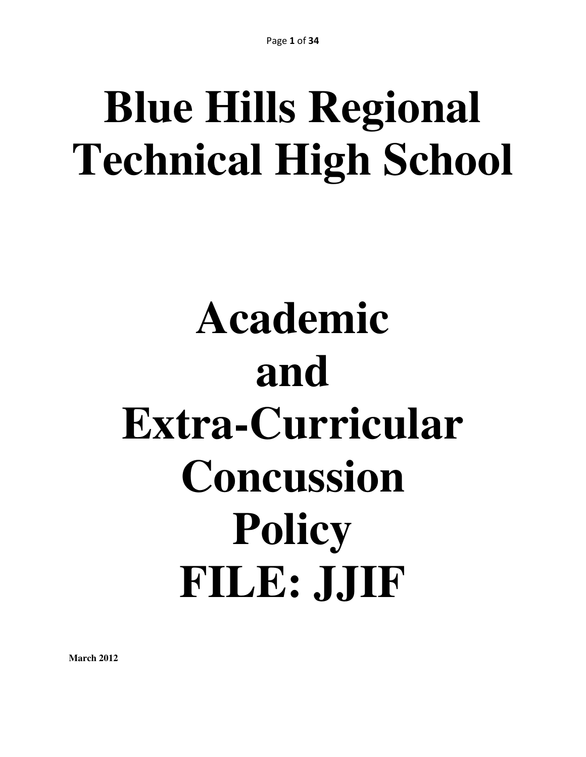# Blue Hills Regional Technical High School

# Academic and Extra-Curricular Concussion Policy FILE: JJIF

**March 2012**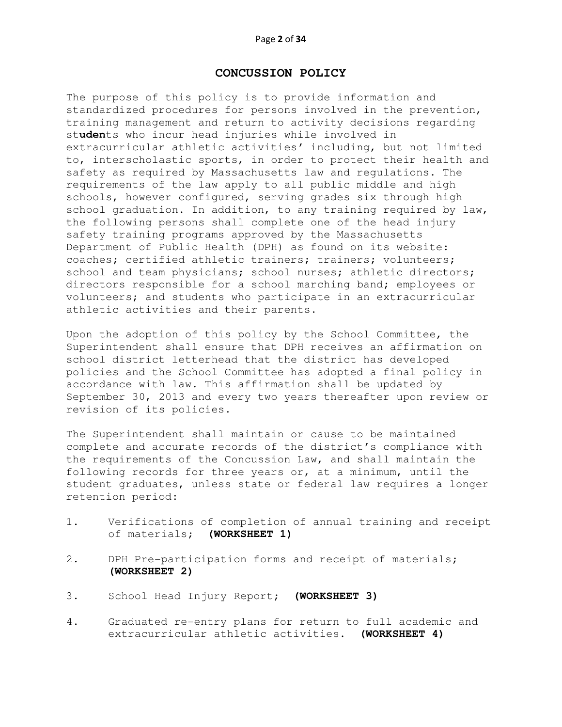# CONCUSSION POLICY

The purpose of this policy is to provide information and standardized procedures for persons involved in the prevention, training management and return to activity decisions regarding st**uden**ts who incur head injuries while involved in extracurricular athletic activities' including, but not limited to, interscholastic sports, in order to protect their health and safety as required by Massachusetts law and regulations. The requirements of the law apply to all public middle and high schools, however configured, serving grades six through high school graduation. In addition, to any training required by law, the following persons shall complete one of the head injury safety training programs approved by the Massachusetts Department of Public Health (DPH) as found on its website: coaches; certified athletic trainers; trainers; volunteers; school and team physicians; school nurses; athletic directors; directors responsible for a school marching band; employees or volunteers; and students who participate in an extracurricular athletic activities and their parents.

Upon the adoption of this policy by the School Committee, the Superintendent shall ensure that DPH receives an affirmation on school district letterhead that the district has developed policies and the School Committee has adopted a final policy in accordance with law. This affirmation shall be updated by September 30, 2013 and every two years thereafter upon review or revision of its policies.

The Superintendent shall maintain or cause to be maintained complete and accurate records of the district's compliance with the requirements of the Concussion Law, and shall maintain the following records for three years or, at a minimum, until the student graduates, unless state or federal law requires a longer retention period:

1. Verifications of completion of annual training and receipt of materials; **(WORKSHEET 1)**
2. DPH Pre-participation forms and receipt of materials; **(WORKSHEET 2)**
3. School Head Injury Report; **(WORKSHEET 3)**
4. Graduated re-entry plans for return to full academic and extracurricular athletic activities. **(WORKSHEET 4)**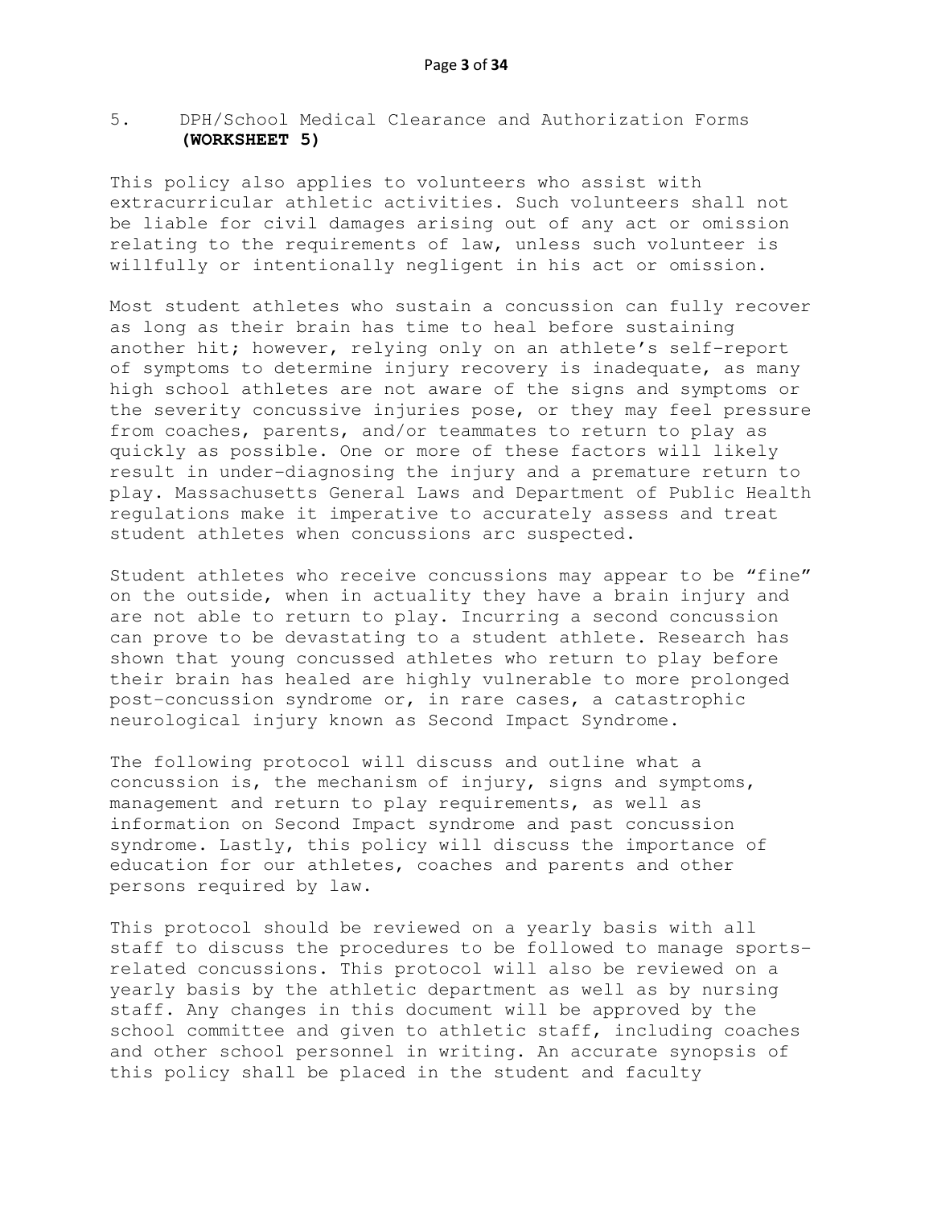5. DPH/School Medical Clearance and Authorization Forms **(WORKSHEET 5)**

This policy also applies to volunteers who assist with extracurricular athletic activities. Such volunteers shall not be liable for civil damages arising out of any act or omission relating to the requirements of law, unless such volunteer is willfully or intentionally negligent in his act or omission.

Most student athletes who sustain a concussion can fully recover as long as their brain has time to heal before sustaining another hit; however, relying only on an athlete's self-report of symptoms to determine injury recovery is inadequate, as many high school athletes are not aware of the signs and symptoms or the severity concussive injuries pose, or they may feel pressure from coaches, parents, and/or teammates to return to play as quickly as possible. One or more of these factors will likely result in under-diagnosing the injury and a premature return to play. Massachusetts General Laws and Department of Public Health regulations make it imperative to accurately assess and treat student athletes when concussions arc suspected.

Student athletes who receive concussions may appear to be "fine" on the outside, when in actuality they have a brain injury and are not able to return to play. Incurring a second concussion can prove to be devastating to a student athlete. Research has shown that young concussed athletes who return to play before their brain has healed are highly vulnerable to more prolonged post-concussion syndrome or, in rare cases, a catastrophic neurological injury known as Second Impact Syndrome.

The following protocol will discuss and outline what a concussion is, the mechanism of injury, signs and symptoms, management and return to play requirements, as well as information on Second Impact syndrome and past concussion syndrome. Lastly, this policy will discuss the importance of education for our athletes, coaches and parents and other persons required by law.

This protocol should be reviewed on a yearly basis with all staff to discuss the procedures to be followed to manage sports-related concussions. This protocol will also be reviewed on a yearly basis by the athletic department as well as by nursing staff. Any changes in this document will be approved by the school committee and given to athletic staff, including coaches and other school personnel in writing. An accurate synopsis of this policy shall be placed in the student and faculty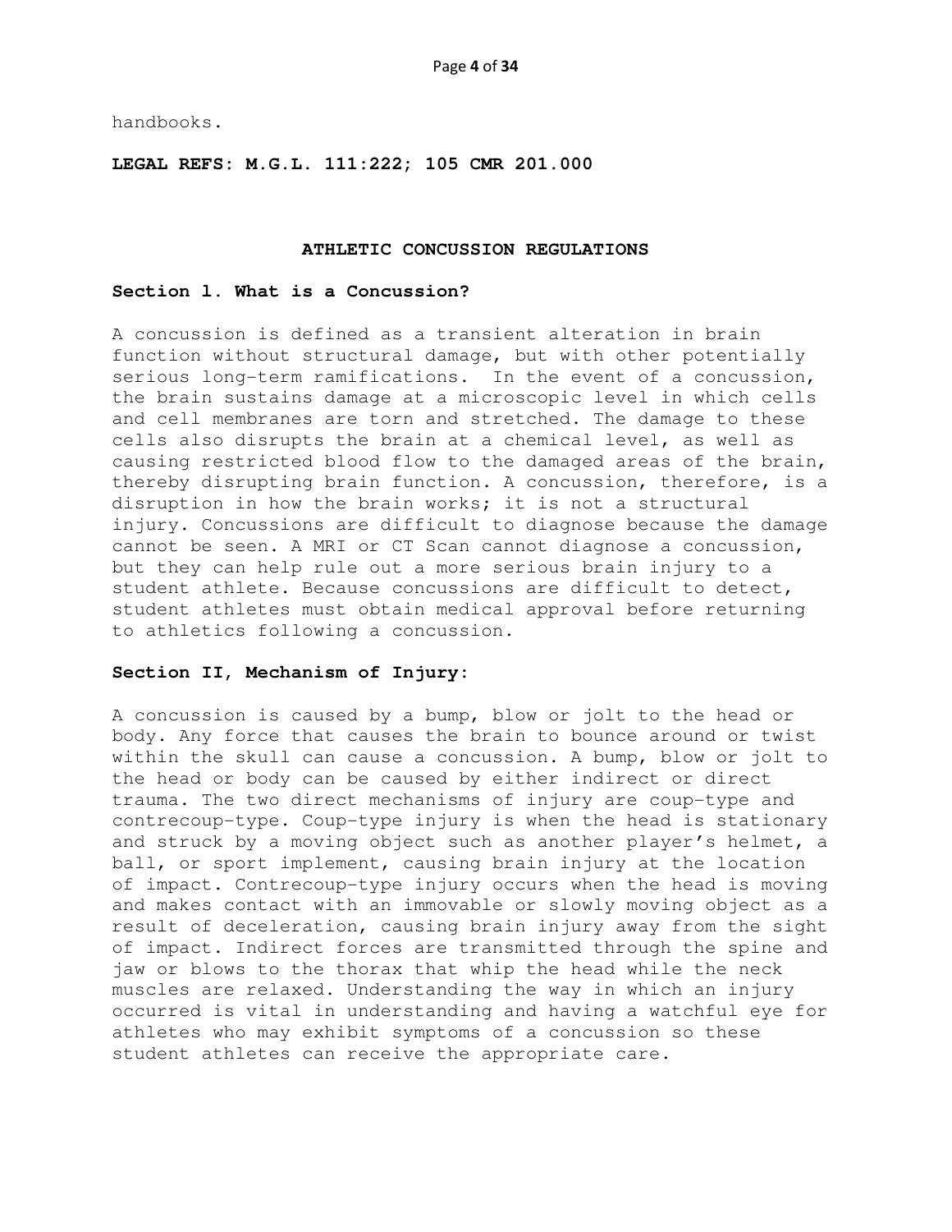handbooks.

**LEGAL REFS: M.G.L. 111:222; 105 CMR 201.000**

## ATHLETIC CONCUSSION REGULATIONS

### Section l. What is a Concussion?

A concussion is defined as a transient alteration in brain function without structural damage, but with other potentially serious long-term ramifications. In the event of a concussion, the brain sustains damage at a microscopic level in which cells and cell membranes are torn and stretched. The damage to these cells also disrupts the brain at a chemical level, as well as causing restricted blood flow to the damaged areas of the brain, thereby disrupting brain function. A concussion, therefore, is a disruption in how the brain works; it is not a structural injury. Concussions are difficult to diagnose because the damage cannot be seen. A MRI or CT Scan cannot diagnose a concussion, but they can help rule out a more serious brain injury to a student athlete. Because concussions are difficult to detect, student athletes must obtain medical approval before returning to athletics following a concussion.

### Section II, Mechanism of Injury:

A concussion is caused by a bump, blow or jolt to the head or body. Any force that causes the brain to bounce around or twist within the skull can cause a concussion. A bump, blow or jolt to the head or body can be caused by either indirect or direct trauma. The two direct mechanisms of injury are coup-type and contrecoup-type. Coup-type injury is when the head is stationary and struck by a moving object such as another player's helmet, a ball, or sport implement, causing brain injury at the location of impact. Contrecoup-type injury occurs when the head is moving and makes contact with an immovable or slowly moving object as a result of deceleration, causing brain injury away from the sight of impact. Indirect forces are transmitted through the spine and jaw or blows to the thorax that whip the head while the neck muscles are relaxed. Understanding the way in which an injury occurred is vital in understanding and having a watchful eye for athletes who may exhibit symptoms of a concussion so these student athletes can receive the appropriate care.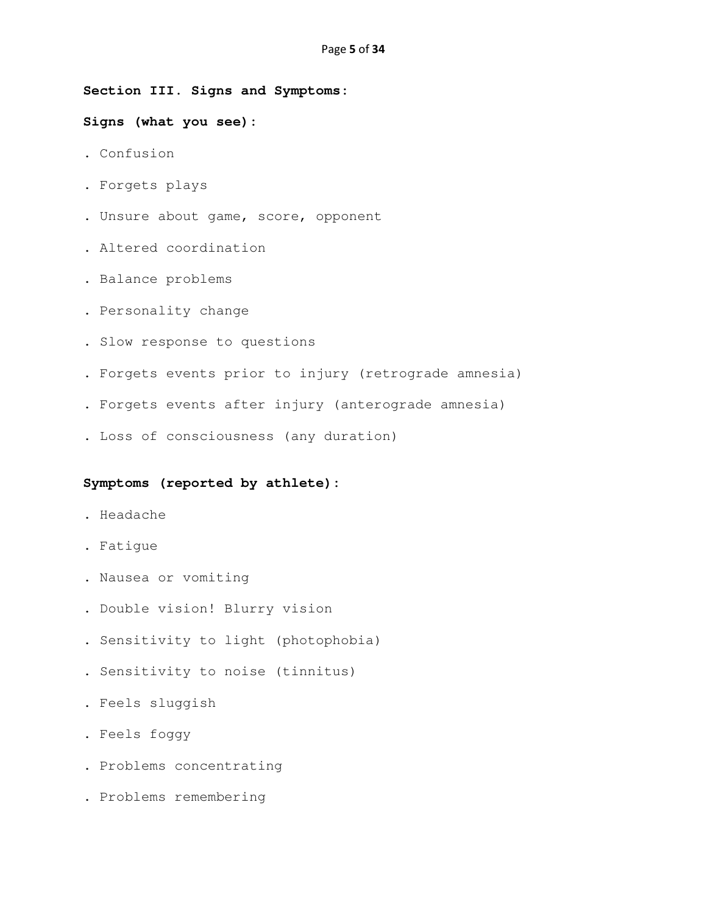**Section III. Signs and Symptoms:**

**Signs (what you see):**

- Confusion
- Forgets plays
- Unsure about game, score, opponent
- Altered coordination
- Balance problems
- Personality change
- Slow response to questions
- Forgets events prior to injury (retrograde amnesia)
- Forgets events after injury (anterograde amnesia)
- Loss of consciousness (any duration)

**Symptoms (reported by athlete):**

- Headache
- Fatigue
- Nausea or vomiting
- Double vision! Blurry vision
- Sensitivity to light (photophobia)
- Sensitivity to noise (tinnitus)
- Feels sluggish
- Feels foggy
- Problems concentrating
- Problems remembering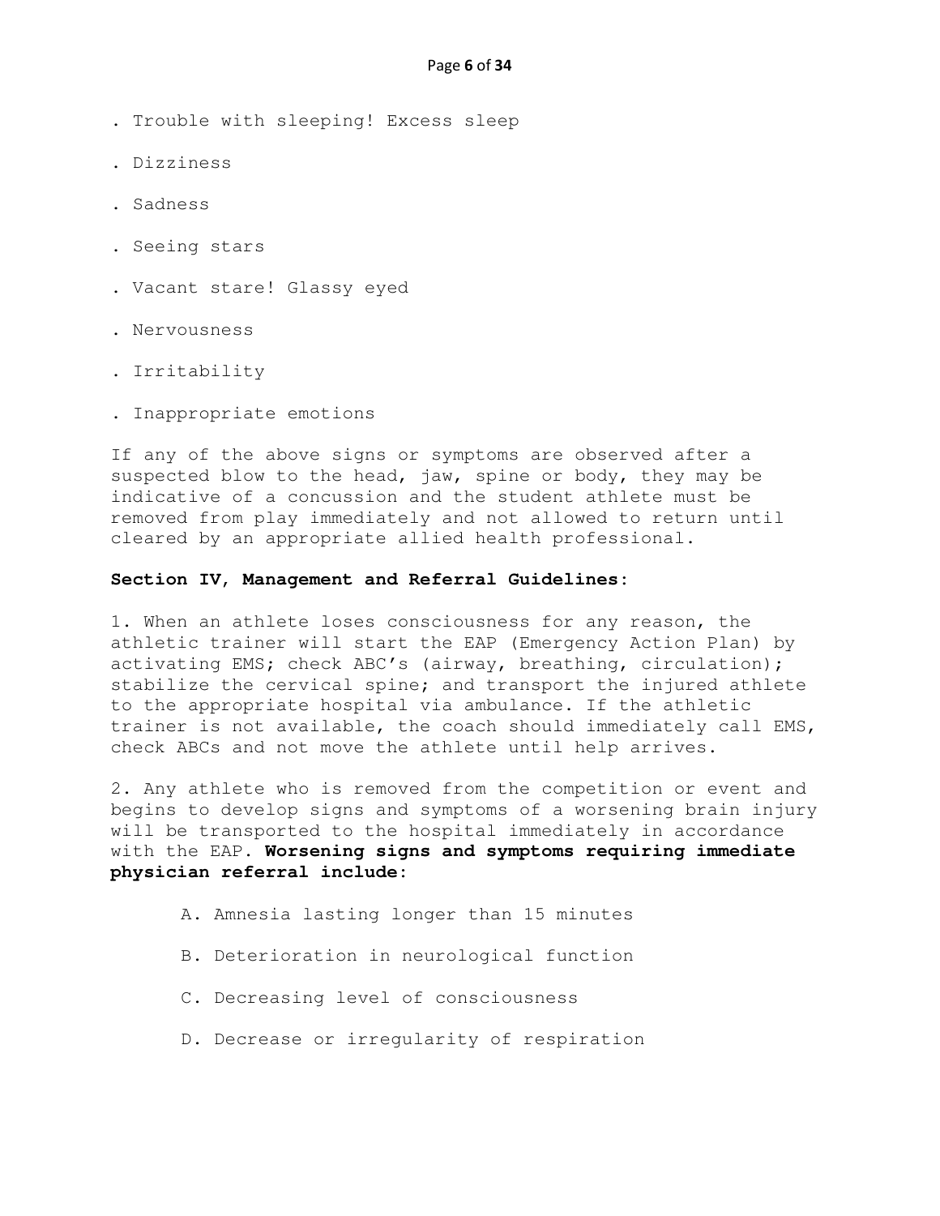- Trouble with sleeping! Excess sleep
- Dizziness
- Sadness
- Seeing stars
- Vacant stare! Glassy eyed
- Nervousness
- Irritability
- Inappropriate emotions

If any of the above signs or symptoms are observed after a suspected blow to the head, jaw, spine or body, they may be indicative of a concussion and the student athlete must be removed from play immediately and not allowed to return until cleared by an appropriate allied health professional.

**Section IV, Management and Referral Guidelines:**

1. When an athlete loses consciousness for any reason, the athletic trainer will start the EAP (Emergency Action Plan) by activating EMS; check ABC's (airway, breathing, circulation); stabilize the cervical spine; and transport the injured athlete to the appropriate hospital via ambulance. If the athletic trainer is not available, the coach should immediately call EMS, check ABCs and not move the athlete until help arrives.

2. Any athlete who is removed from the competition or event and begins to develop signs and symptoms of a worsening brain injury will be transported to the hospital immediately in accordance with the EAP. **Worsening signs and symptoms requiring immediate physician referral include:**

   A. Amnesia lasting longer than 15 minutes

   B. Deterioration in neurological function

   C. Decreasing level of consciousness

   D. Decrease or irregularity of respiration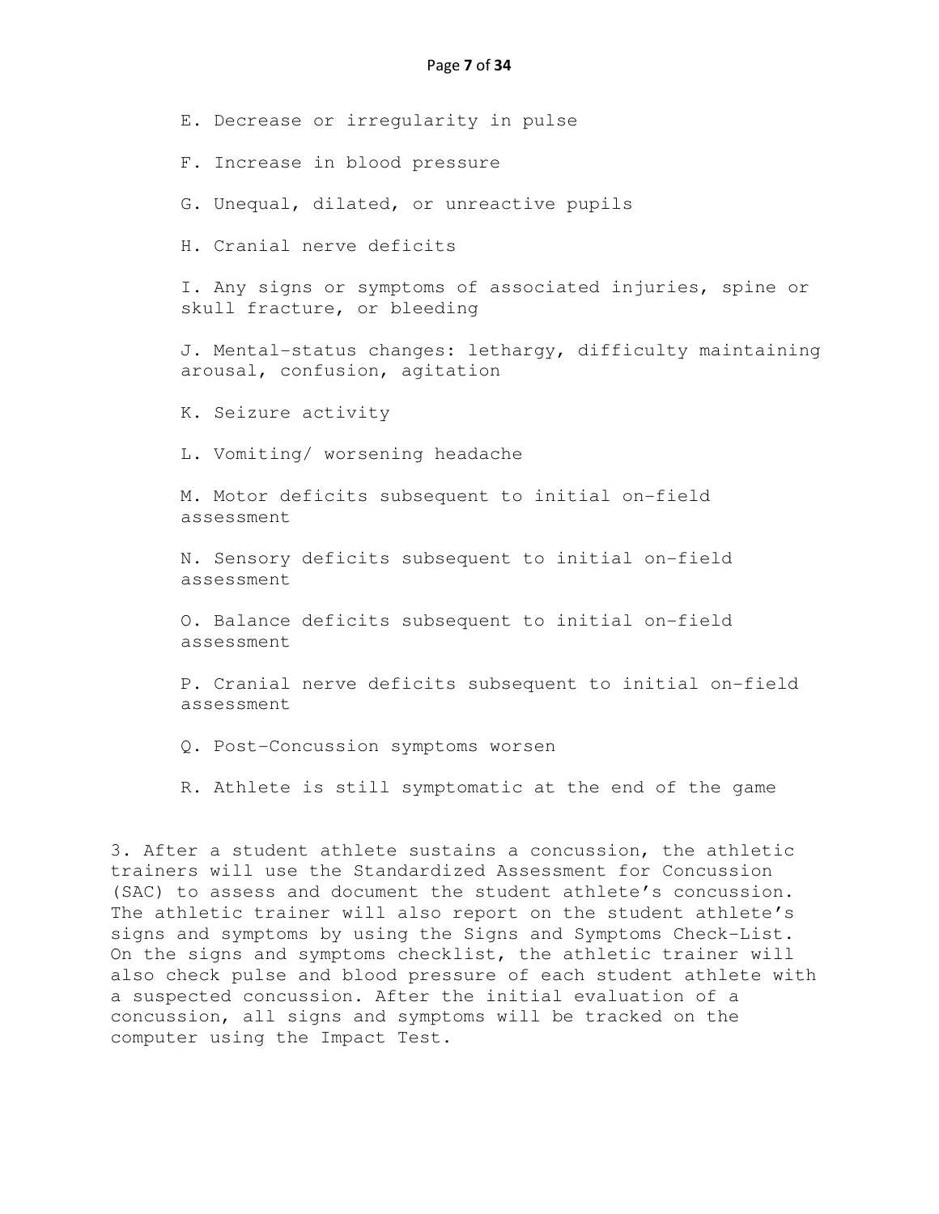E. Decrease or irregularity in pulse

F. Increase in blood pressure

G. Unequal, dilated, or unreactive pupils

H. Cranial nerve deficits

I. Any signs or symptoms of associated injuries, spine or skull fracture, or bleeding

J. Mental-status changes: lethargy, difficulty maintaining arousal, confusion, agitation

K. Seizure activity

L. Vomiting/ worsening headache

M. Motor deficits subsequent to initial on-field assessment

N. Sensory deficits subsequent to initial on-field assessment

O. Balance deficits subsequent to initial on-field assessment

P. Cranial nerve deficits subsequent to initial on-field assessment

Q. Post-Concussion symptoms worsen

R. Athlete is still symptomatic at the end of the game

3. After a student athlete sustains a concussion, the athletic trainers will use the Standardized Assessment for Concussion (SAC) to assess and document the student athlete's concussion. The athletic trainer will also report on the student athlete's signs and symptoms by using the Signs and Symptoms Check-List. On the signs and symptoms checklist, the athletic trainer will also check pulse and blood pressure of each student athlete with a suspected concussion. After the initial evaluation of a concussion, all signs and symptoms will be tracked on the computer using the Impact Test.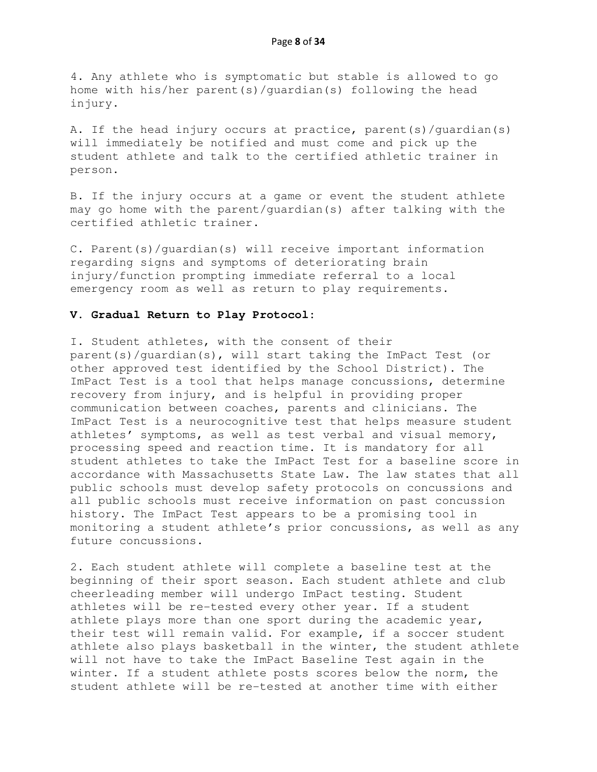4. Any athlete who is symptomatic but stable is allowed to go home with his/her parent(s)/guardian(s) following the head injury.

A. If the head injury occurs at practice, parent(s)/guardian(s) will immediately be notified and must come and pick up the student athlete and talk to the certified athletic trainer in person.

B. If the injury occurs at a game or event the student athlete may go home with the parent/guardian(s) after talking with the certified athletic trainer.

C. Parent(s)/guardian(s) will receive important information regarding signs and symptoms of deteriorating brain injury/function prompting immediate referral to a local emergency room as well as return to play requirements.

**V. Gradual Return to Play Protocol:**

I. Student athletes, with the consent of their parent(s)/guardian(s), will start taking the ImPact Test (or other approved test identified by the School District). The ImPact Test is a tool that helps manage concussions, determine recovery from injury, and is helpful in providing proper communication between coaches, parents and clinicians. The ImPact Test is a neurocognitive test that helps measure student athletes' symptoms, as well as test verbal and visual memory, processing speed and reaction time. It is mandatory for all student athletes to take the ImPact Test for a baseline score in accordance with Massachusetts State Law. The law states that all public schools must develop safety protocols on concussions and all public schools must receive information on past concussion history. The ImPact Test appears to be a promising tool in monitoring a student athlete's prior concussions, as well as any future concussions.

2. Each student athlete will complete a baseline test at the beginning of their sport season. Each student athlete and club cheerleading member will undergo ImPact testing. Student athletes will be re-tested every other year. If a student athlete plays more than one sport during the academic year, their test will remain valid. For example, if a soccer student athlete also plays basketball in the winter, the student athlete will not have to take the ImPact Baseline Test again in the winter. If a student athlete posts scores below the norm, the student athlete will be re-tested at another time with either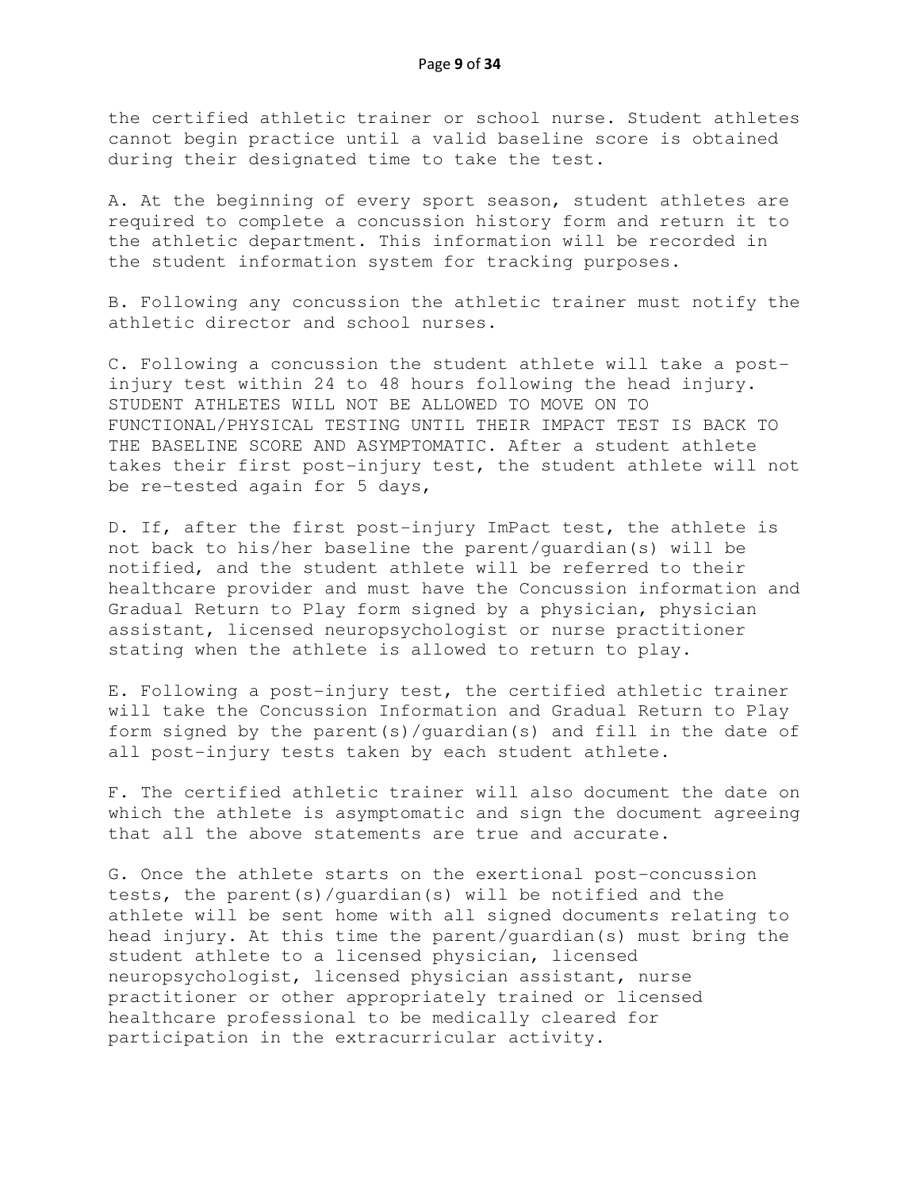the certified athletic trainer or school nurse. Student athletes cannot begin practice until a valid baseline score is obtained during their designated time to take the test.

A. At the beginning of every sport season, student athletes are required to complete a concussion history form and return it to the athletic department. This information will be recorded in the student information system for tracking purposes.

B. Following any concussion the athletic trainer must notify the athletic director and school nurses.

C. Following a concussion the student athlete will take a post-injury test within 24 to 48 hours following the head injury. STUDENT ATHLETES WILL NOT BE ALLOWED TO MOVE ON TO FUNCTIONAL/PHYSICAL TESTING UNTIL THEIR IMPACT TEST IS BACK TO THE BASELINE SCORE AND ASYMPTOMATIC. After a student athlete takes their first post-injury test, the student athlete will not be re-tested again for 5 days,

D. If, after the first post-injury ImPact test, the athlete is not back to his/her baseline the parent/guardian(s) will be notified, and the student athlete will be referred to their healthcare provider and must have the Concussion information and Gradual Return to Play form signed by a physician, physician assistant, licensed neuropsychologist or nurse practitioner stating when the athlete is allowed to return to play.

E. Following a post-injury test, the certified athletic trainer will take the Concussion Information and Gradual Return to Play form signed by the parent(s)/guardian(s) and fill in the date of all post-injury tests taken by each student athlete.

F. The certified athletic trainer will also document the date on which the athlete is asymptomatic and sign the document agreeing that all the above statements are true and accurate.

G. Once the athlete starts on the exertional post-concussion tests, the parent(s)/guardian(s) will be notified and the athlete will be sent home with all signed documents relating to head injury. At this time the parent/guardian(s) must bring the student athlete to a licensed physician, licensed neuropsychologist, licensed physician assistant, nurse practitioner or other appropriately trained or licensed healthcare professional to be medically cleared for participation in the extracurricular activity.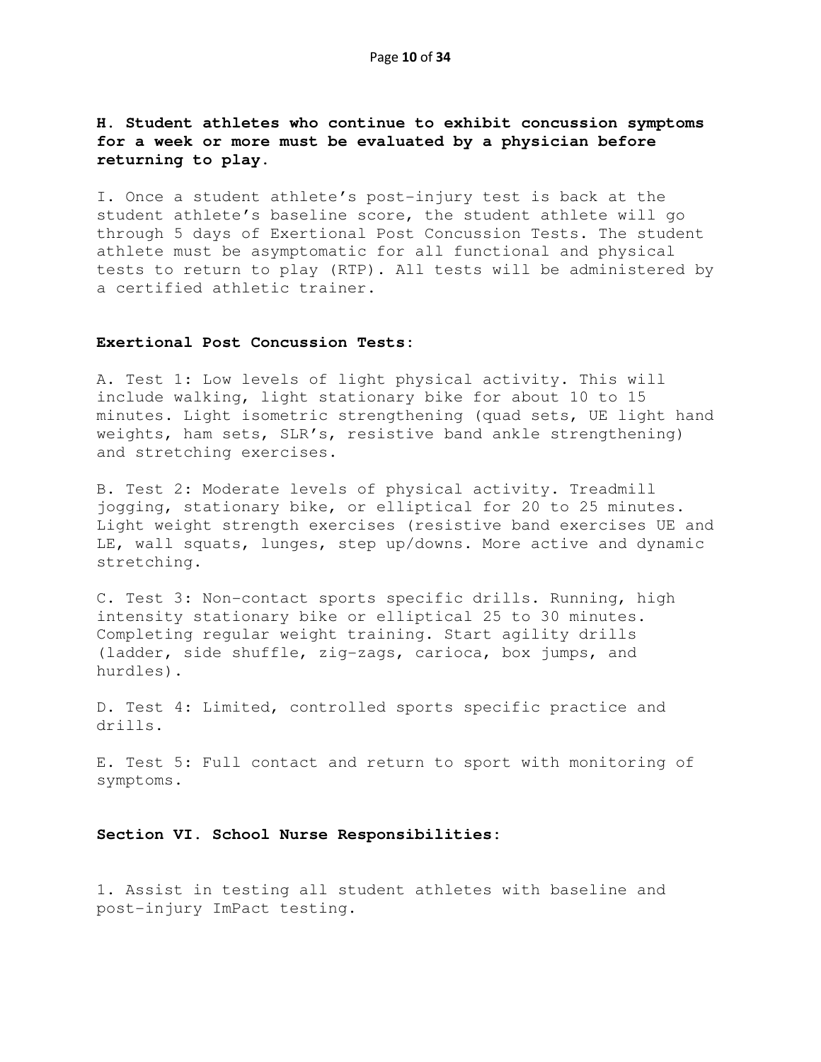**H. Student athletes who continue to exhibit concussion symptoms for a week or more must be evaluated by a physician before returning to play.**

I. Once a student athlete's post-injury test is back at the student athlete's baseline score, the student athlete will go through 5 days of Exertional Post Concussion Tests. The student athlete must be asymptomatic for all functional and physical tests to return to play (RTP). All tests will be administered by a certified athletic trainer.

**Exertional Post Concussion Tests:**

A. Test 1: Low levels of light physical activity. This will include walking, light stationary bike for about 10 to 15 minutes. Light isometric strengthening (quad sets, UE light hand weights, ham sets, SLR's, resistive band ankle strengthening) and stretching exercises.

B. Test 2: Moderate levels of physical activity. Treadmill jogging, stationary bike, or elliptical for 20 to 25 minutes. Light weight strength exercises (resistive band exercises UE and LE, wall squats, lunges, step up/downs. More active and dynamic stretching.

C. Test 3: Non-contact sports specific drills. Running, high intensity stationary bike or elliptical 25 to 30 minutes. Completing regular weight training. Start agility drills (ladder, side shuffle, zig-zags, carioca, box jumps, and hurdles).

D. Test 4: Limited, controlled sports specific practice and drills.

E. Test 5: Full contact and return to sport with monitoring of symptoms.

**Section VI. School Nurse Responsibilities:**

1. Assist in testing all student athletes with baseline and post-injury ImPact testing.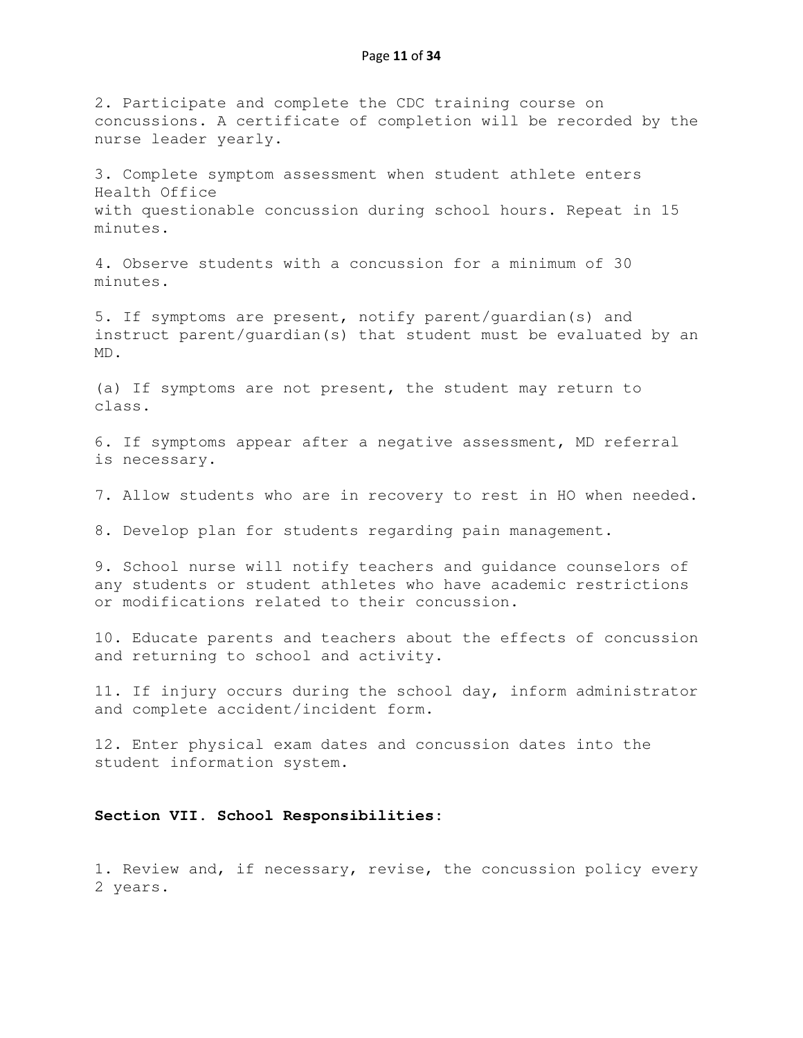2. Participate and complete the CDC training course on concussions. A certificate of completion will be recorded by the nurse leader yearly.

3. Complete symptom assessment when student athlete enters Health Office with questionable concussion during school hours. Repeat in 15 minutes.

4. Observe students with a concussion for a minimum of 30 minutes.

5. If symptoms are present, notify parent/guardian(s) and instruct parent/guardian(s) that student must be evaluated by an MD.

(a) If symptoms are not present, the student may return to class.

6. If symptoms appear after a negative assessment, MD referral is necessary.

7. Allow students who are in recovery to rest in HO when needed.

8. Develop plan for students regarding pain management.

9. School nurse will notify teachers and guidance counselors of any students or student athletes who have academic restrictions or modifications related to their concussion.

10. Educate parents and teachers about the effects of concussion and returning to school and activity.

11. If injury occurs during the school day, inform administrator and complete accident/incident form.

12. Enter physical exam dates and concussion dates into the student information system.

**Section VII. School Responsibilities:**

1. Review and, if necessary, revise, the concussion policy every 2 years.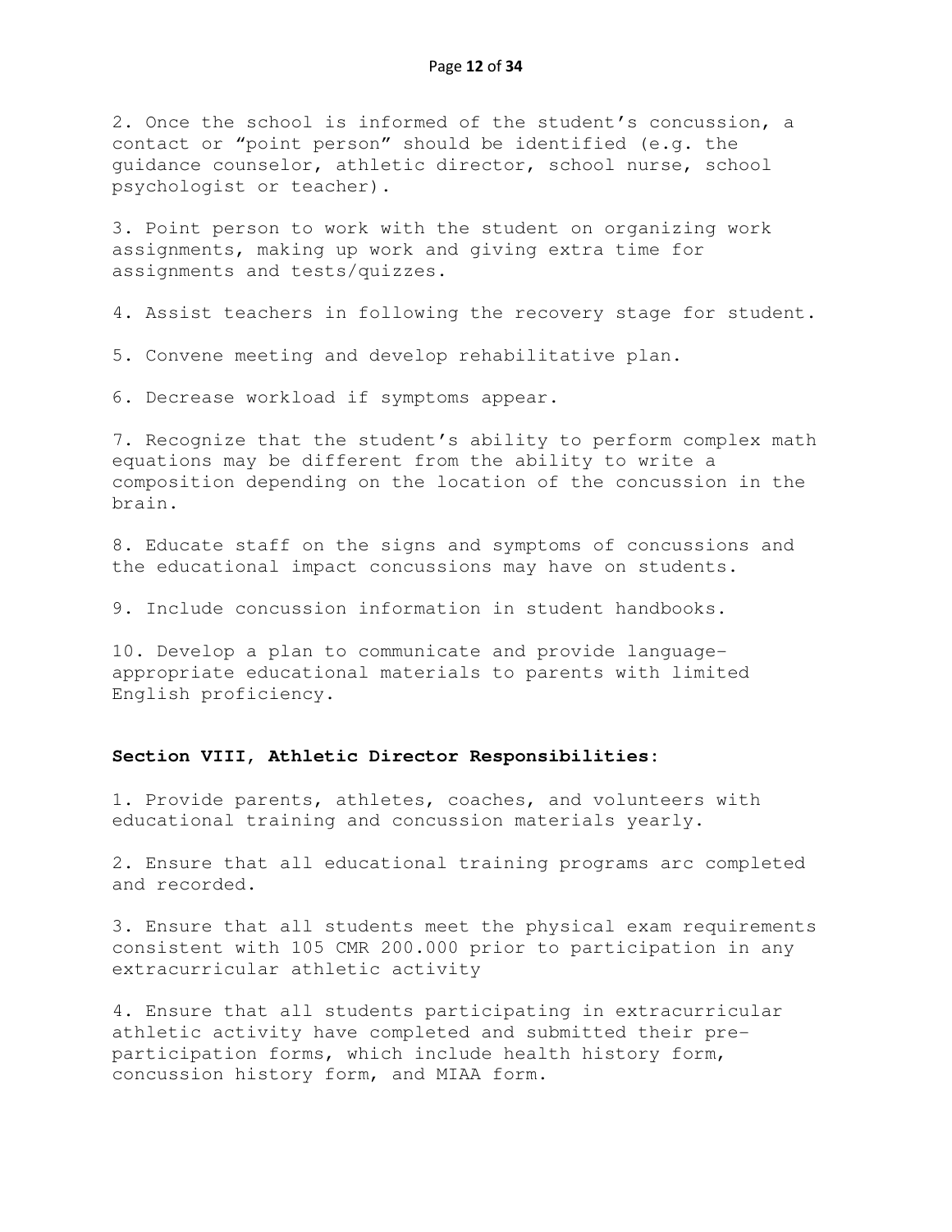2. Once the school is informed of the student's concussion, a contact or "point person" should be identified (e.g. the guidance counselor, athletic director, school nurse, school psychologist or teacher).

3. Point person to work with the student on organizing work assignments, making up work and giving extra time for assignments and tests/quizzes.

4. Assist teachers in following the recovery stage for student.

5. Convene meeting and develop rehabilitative plan.

6. Decrease workload if symptoms appear.

7. Recognize that the student's ability to perform complex math equations may be different from the ability to write a composition depending on the location of the concussion in the brain.

8. Educate staff on the signs and symptoms of concussions and the educational impact concussions may have on students.

9. Include concussion information in student handbooks.

10. Develop a plan to communicate and provide language-appropriate educational materials to parents with limited English proficiency.

**Section VIII, Athletic Director Responsibilities:**

1. Provide parents, athletes, coaches, and volunteers with educational training and concussion materials yearly.

2. Ensure that all educational training programs arc completed and recorded.

3. Ensure that all students meet the physical exam requirements consistent with 105 CMR 200.000 prior to participation in any extracurricular athletic activity

4. Ensure that all students participating in extracurricular athletic activity have completed and submitted their pre-participation forms, which include health history form, concussion history form, and MIAA form.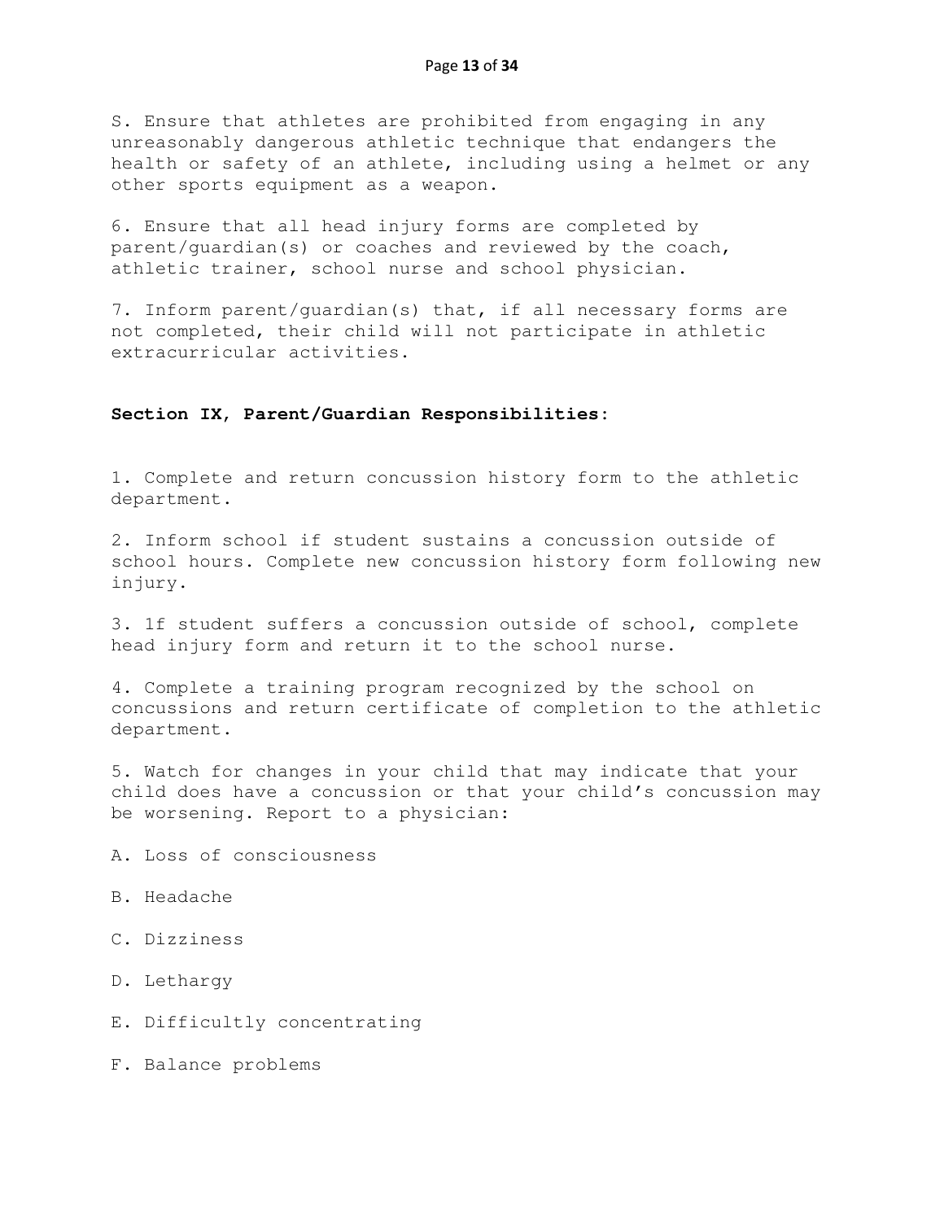S. Ensure that athletes are prohibited from engaging in any unreasonably dangerous athletic technique that endangers the health or safety of an athlete, including using a helmet or any other sports equipment as a weapon.

6. Ensure that all head injury forms are completed by parent/guardian(s) or coaches and reviewed by the coach, athletic trainer, school nurse and school physician.

7. Inform parent/guardian(s) that, if all necessary forms are not completed, their child will not participate in athletic extracurricular activities.

**Section IX, Parent/Guardian Responsibilities:**

1. Complete and return concussion history form to the athletic department.

2. Inform school if student sustains a concussion outside of school hours. Complete new concussion history form following new injury.

3. 1f student suffers a concussion outside of school, complete head injury form and return it to the school nurse.

4. Complete a training program recognized by the school on concussions and return certificate of completion to the athletic department.

5. Watch for changes in your child that may indicate that your child does have a concussion or that your child's concussion may be worsening. Report to a physician:

A. Loss of consciousness

B. Headache

C. Dizziness

D. Lethargy

E. Difficultly concentrating

F. Balance problems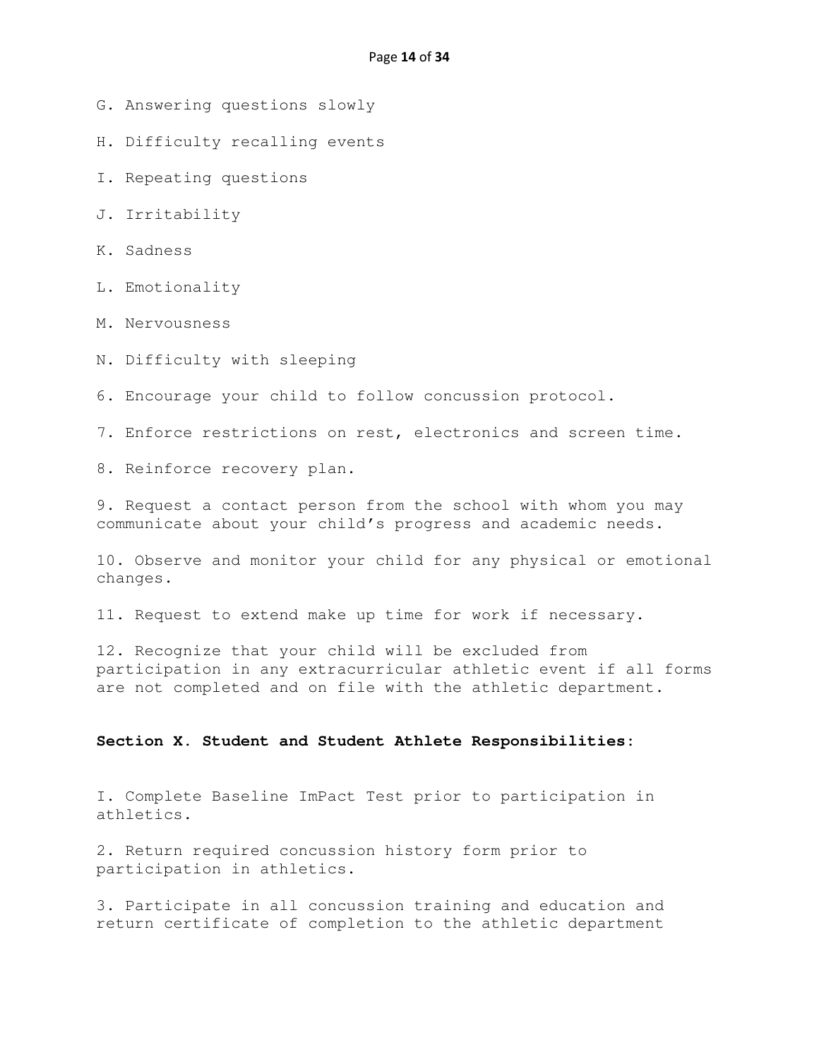G. Answering questions slowly

H. Difficulty recalling events

I. Repeating questions

J. Irritability

K. Sadness

L. Emotionality

M. Nervousness

N. Difficulty with sleeping

6. Encourage your child to follow concussion protocol.

7. Enforce restrictions on rest, electronics and screen time.

8. Reinforce recovery plan.

9. Request a contact person from the school with whom you may communicate about your child's progress and academic needs.

10. Observe and monitor your child for any physical or emotional changes.

11. Request to extend make up time for work if necessary.

12. Recognize that your child will be excluded from participation in any extracurricular athletic event if all forms are not completed and on file with the athletic department.

**Section X. Student and Student Athlete Responsibilities:**

I. Complete Baseline ImPact Test prior to participation in athletics.

2. Return required concussion history form prior to participation in athletics.

3. Participate in all concussion training and education and return certificate of completion to the athletic department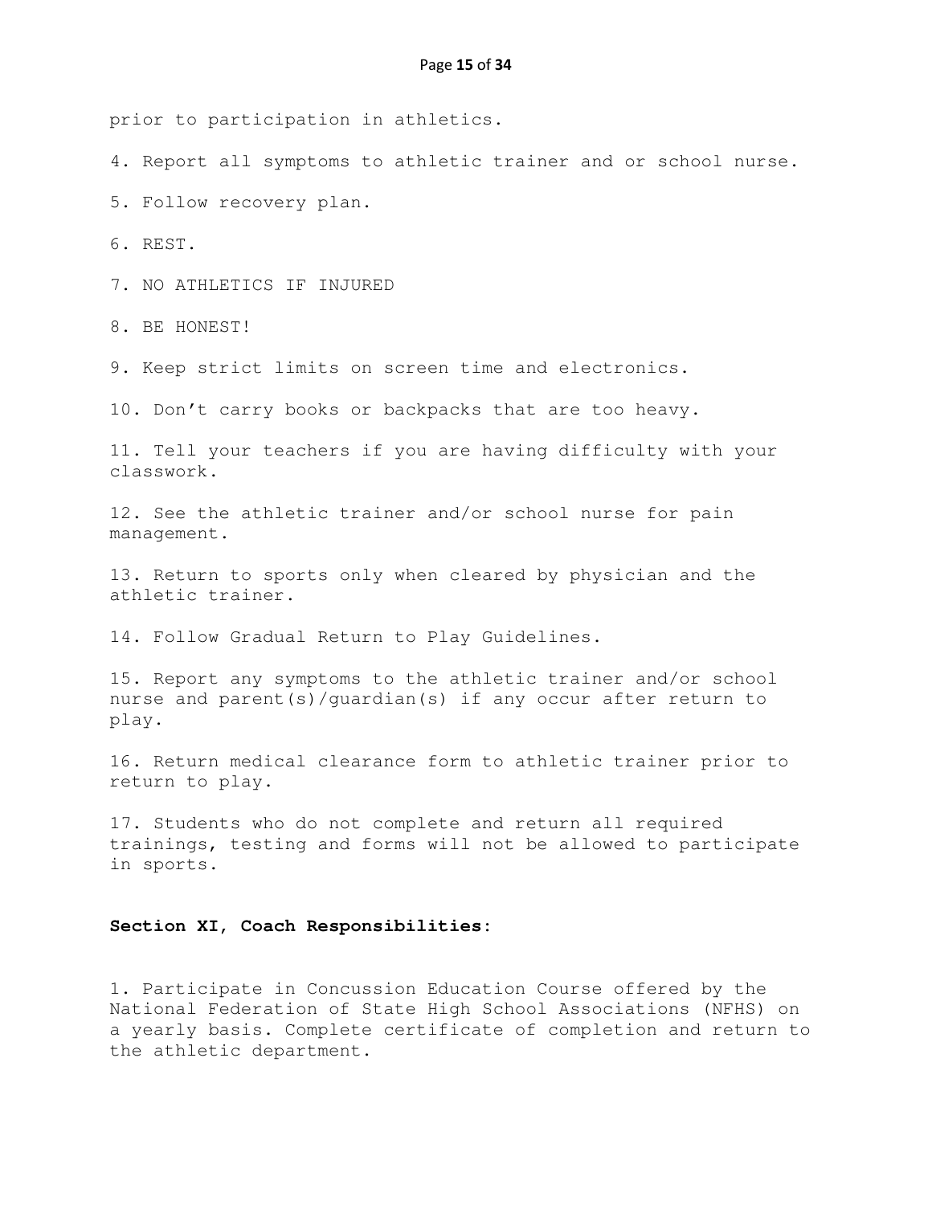prior to participation in athletics.

4. Report all symptoms to athletic trainer and or school nurse.

5. Follow recovery plan.

6. REST.

7. NO ATHLETICS IF INJURED

8. BE HONEST!

9. Keep strict limits on screen time and electronics.

10. Don't carry books or backpacks that are too heavy.

11. Tell your teachers if you are having difficulty with your classwork.

12. See the athletic trainer and/or school nurse for pain management.

13. Return to sports only when cleared by physician and the athletic trainer.

14. Follow Gradual Return to Play Guidelines.

15. Report any symptoms to the athletic trainer and/or school nurse and parent(s)/guardian(s) if any occur after return to play.

16. Return medical clearance form to athletic trainer prior to return to play.

17. Students who do not complete and return all required trainings, testing and forms will not be allowed to participate in sports.

## Section XI, Coach Responsibilities:

1. Participate in Concussion Education Course offered by the National Federation of State High School Associations (NFHS) on a yearly basis. Complete certificate of completion and return to the athletic department.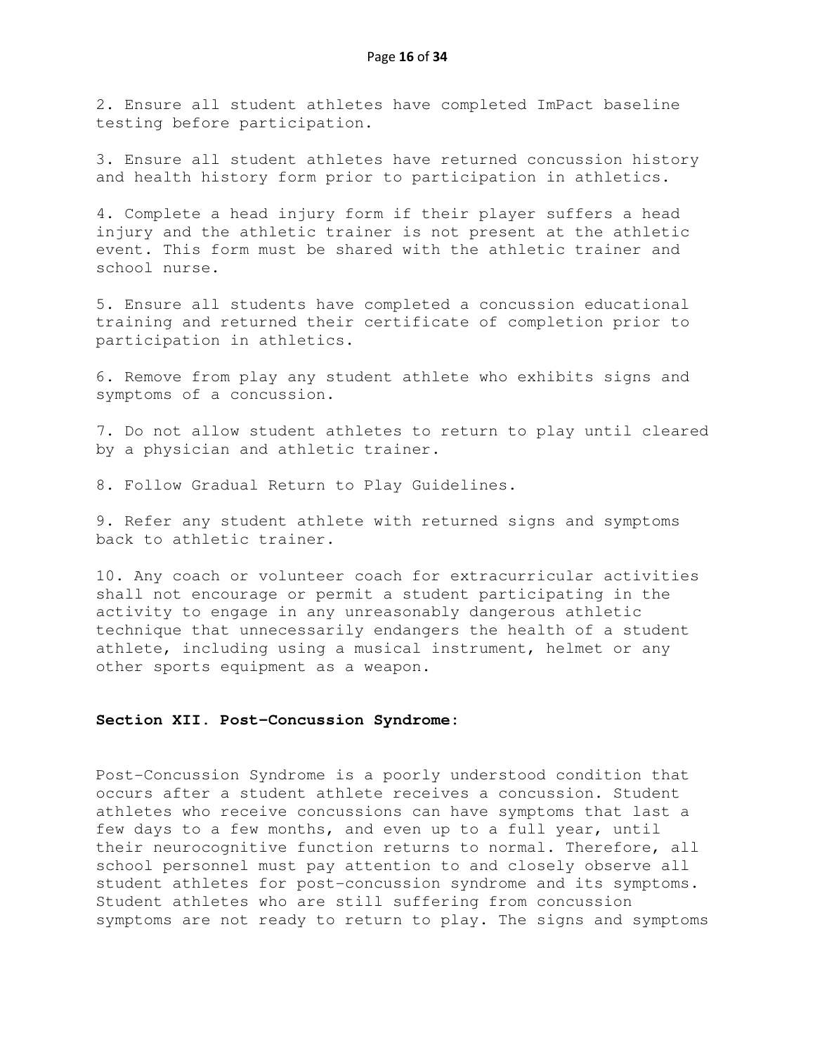2. Ensure all student athletes have completed ImPact baseline testing before participation.

3. Ensure all student athletes have returned concussion history and health history form prior to participation in athletics.

4. Complete a head injury form if their player suffers a head injury and the athletic trainer is not present at the athletic event. This form must be shared with the athletic trainer and school nurse.

5. Ensure all students have completed a concussion educational training and returned their certificate of completion prior to participation in athletics.

6. Remove from play any student athlete who exhibits signs and symptoms of a concussion.

7. Do not allow student athletes to return to play until cleared by a physician and athletic trainer.

8. Follow Gradual Return to Play Guidelines.

9. Refer any student athlete with returned signs and symptoms back to athletic trainer.

10. Any coach or volunteer coach for extracurricular activities shall not encourage or permit a student participating in the activity to engage in any unreasonably dangerous athletic technique that unnecessarily endangers the health of a student athlete, including using a musical instrument, helmet or any other sports equipment as a weapon.

## Section XII. Post-Concussion Syndrome:

Post-Concussion Syndrome is a poorly understood condition that occurs after a student athlete receives a concussion. Student athletes who receive concussions can have symptoms that last a few days to a few months, and even up to a full year, until their neurocognitive function returns to normal. Therefore, all school personnel must pay attention to and closely observe all student athletes for post-concussion syndrome and its symptoms. Student athletes who are still suffering from concussion symptoms are not ready to return to play. The signs and symptoms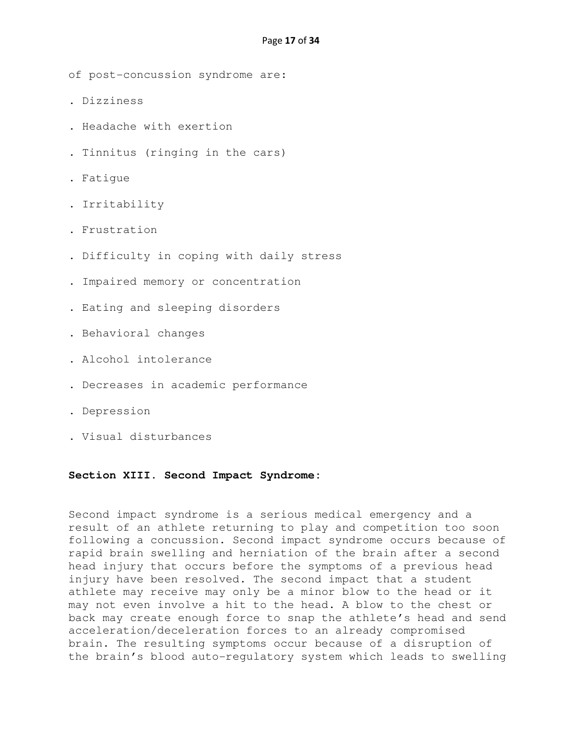of post-concussion syndrome are:

- Dizziness
- Headache with exertion
- Tinnitus (ringing in the cars)
- Fatigue
- Irritability
- Frustration
- Difficulty in coping with daily stress
- Impaired memory or concentration
- Eating and sleeping disorders
- Behavioral changes
- Alcohol intolerance
- Decreases in academic performance
- Depression
- Visual disturbances

**Section XIII. Second Impact Syndrome:**

Second impact syndrome is a serious medical emergency and a result of an athlete returning to play and competition too soon following a concussion. Second impact syndrome occurs because of rapid brain swelling and herniation of the brain after a second head injury that occurs before the symptoms of a previous head injury have been resolved. The second impact that a student athlete may receive may only be a minor blow to the head or it may not even involve a hit to the head. A blow to the chest or back may create enough force to snap the athlete's head and send acceleration/deceleration forces to an already compromised brain. The resulting symptoms occur because of a disruption of the brain's blood auto-regulatory system which leads to swelling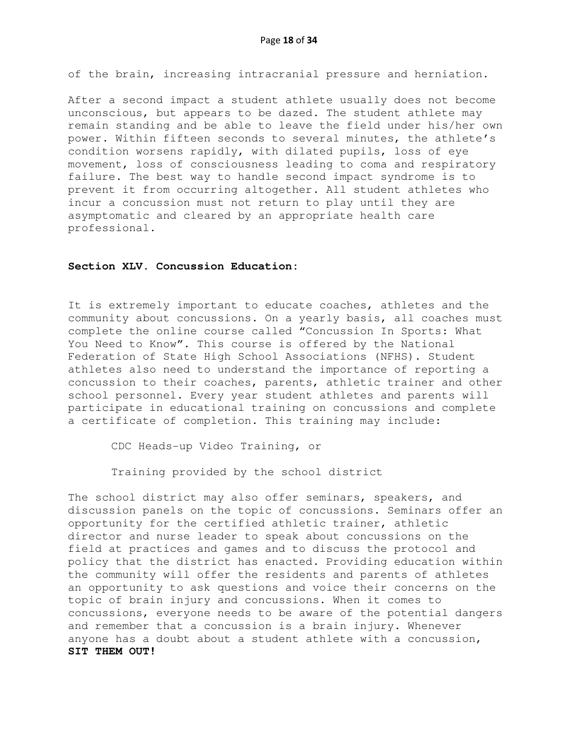of the brain, increasing intracranial pressure and herniation.

After a second impact a student athlete usually does not become unconscious, but appears to be dazed. The student athlete may remain standing and be able to leave the field under his/her own power. Within fifteen seconds to several minutes, the athlete's condition worsens rapidly, with dilated pupils, loss of eye movement, loss of consciousness leading to coma and respiratory failure. The best way to handle second impact syndrome is to prevent it from occurring altogether. All student athletes who incur a concussion must not return to play until they are asymptomatic and cleared by an appropriate health care professional.

## Section XLV. Concussion Education:

It is extremely important to educate coaches, athletes and the community about concussions. On a yearly basis, all coaches must complete the online course called "Concussion In Sports: What You Need to Know". This course is offered by the National Federation of State High School Associations (NFHS). Student athletes also need to understand the importance of reporting a concussion to their coaches, parents, athletic trainer and other school personnel. Every year student athletes and parents will participate in educational training on concussions and complete a certificate of completion. This training may include:

CDC Heads-up Video Training, or

Training provided by the school district

The school district may also offer seminars, speakers, and discussion panels on the topic of concussions. Seminars offer an opportunity for the certified athletic trainer, athletic director and nurse leader to speak about concussions on the field at practices and games and to discuss the protocol and policy that the district has enacted. Providing education within the community will offer the residents and parents of athletes an opportunity to ask questions and voice their concerns on the topic of brain injury and concussions. When it comes to concussions, everyone needs to be aware of the potential dangers and remember that a concussion is a brain injury. Whenever anyone has a doubt about a student athlete with a concussion, **SIT THEM OUT!**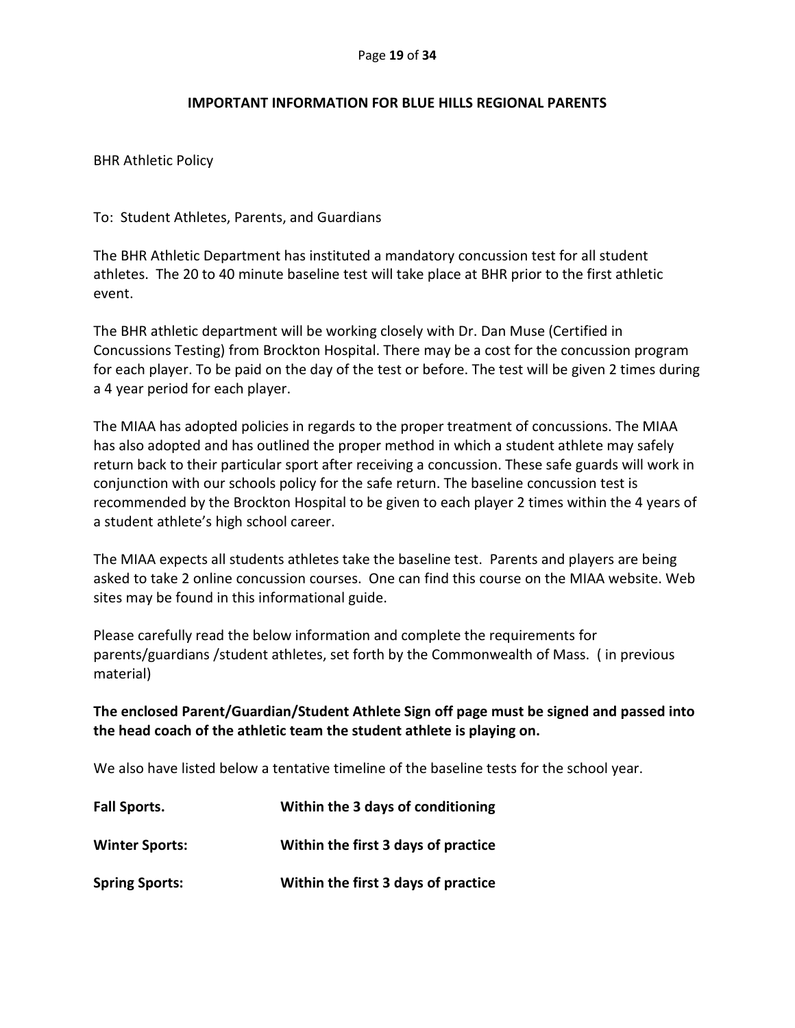## IMPORTANT INFORMATION FOR BLUE HILLS REGIONAL PARENTS

BHR Athletic Policy

To: Student Athletes, Parents, and Guardians

The BHR Athletic Department has instituted a mandatory concussion test for all student athletes. The 20 to 40 minute baseline test will take place at BHR prior to the first athletic event.

The BHR athletic department will be working closely with Dr. Dan Muse (Certified in Concussions Testing) from Brockton Hospital. There may be a cost for the concussion program for each player. To be paid on the day of the test or before. The test will be given 2 times during a 4 year period for each player.

The MIAA has adopted policies in regards to the proper treatment of concussions. The MIAA has also adopted and has outlined the proper method in which a student athlete may safely return back to their particular sport after receiving a concussion. These safe guards will work in conjunction with our schools policy for the safe return. The baseline concussion test is recommended by the Brockton Hospital to be given to each player 2 times within the 4 years of a student athlete's high school career.

The MIAA expects all students athletes take the baseline test. Parents and players are being asked to take 2 online concussion courses. One can find this course on the MIAA website. Web sites may be found in this informational guide.

Please carefully read the below information and complete the requirements for parents/guardians /student athletes, set forth by the Commonwealth of Mass. ( in previous material)

**The enclosed Parent/Guardian/Student Athlete Sign off page must be signed and passed into the head coach of the athletic team the student athlete is playing on.**

We also have listed below a tentative timeline of the baseline tests for the school year.

| | |
|---|---|
| **Fall Sports.** | **Within the 3 days of conditioning** |
| **Winter Sports:** | **Within the first 3 days of practice** |
| **Spring Sports:** | **Within the first 3 days of practice** |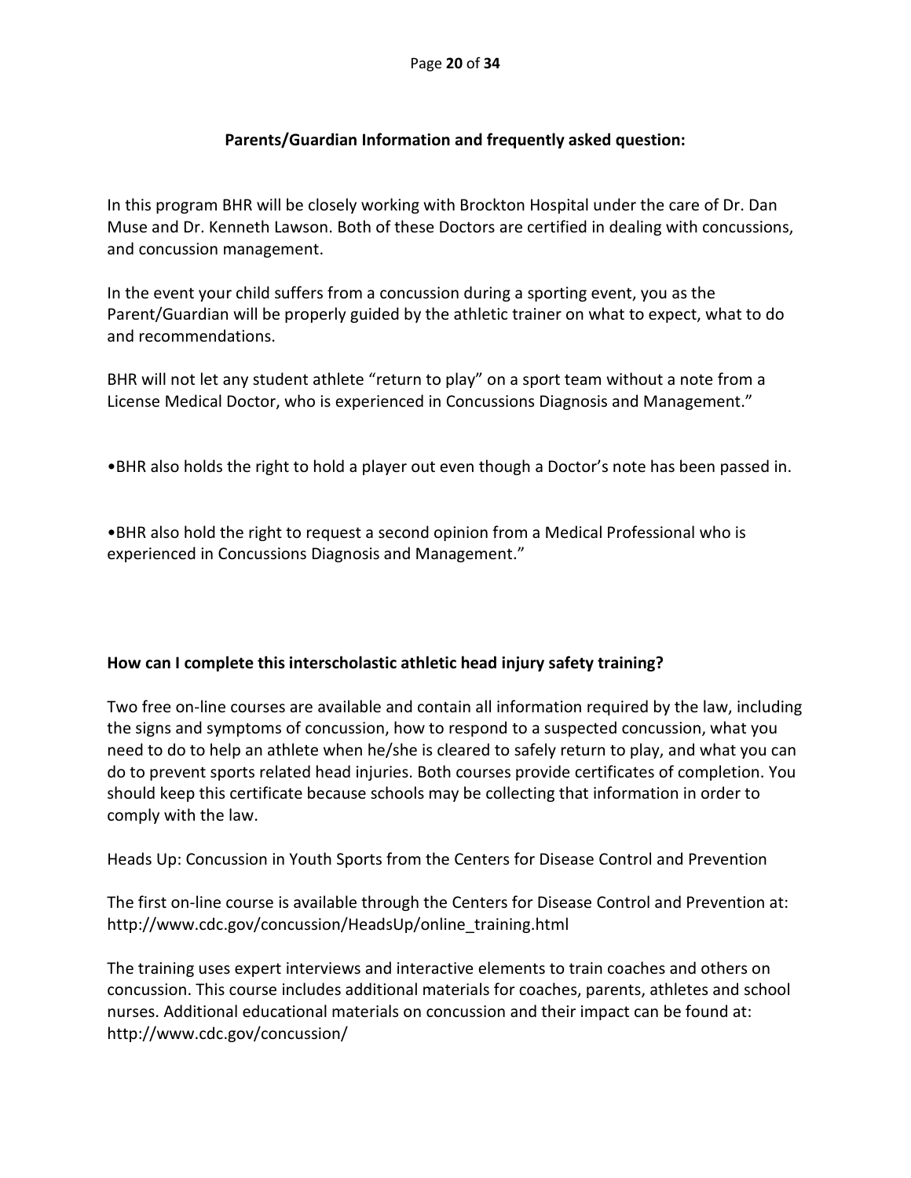## Parents/Guardian Information and frequently asked question:

In this program BHR will be closely working with Brockton Hospital under the care of Dr. Dan Muse and Dr. Kenneth Lawson. Both of these Doctors are certified in dealing with concussions, and concussion management.

In the event your child suffers from a concussion during a sporting event, you as the Parent/Guardian will be properly guided by the athletic trainer on what to expect, what to do and recommendations.

BHR will not let any student athlete "return to play" on a sport team without a note from a License Medical Doctor, who is experienced in Concussions Diagnosis and Management."

•BHR also holds the right to hold a player out even though a Doctor's note has been passed in.

•BHR also hold the right to request a second opinion from a Medical Professional who is experienced in Concussions Diagnosis and Management."

### How can I complete this interscholastic athletic head injury safety training?

Two free on-line courses are available and contain all information required by the law, including the signs and symptoms of concussion, how to respond to a suspected concussion, what you need to do to help an athlete when he/she is cleared to safely return to play, and what you can do to prevent sports related head injuries. Both courses provide certificates of completion. You should keep this certificate because schools may be collecting that information in order to comply with the law.

Heads Up: Concussion in Youth Sports from the Centers for Disease Control and Prevention

The first on-line course is available through the Centers for Disease Control and Prevention at: http://www.cdc.gov/concussion/HeadsUp/online_training.html

The training uses expert interviews and interactive elements to train coaches and others on concussion. This course includes additional materials for coaches, parents, athletes and school nurses. Additional educational materials on concussion and their impact can be found at: http://www.cdc.gov/concussion/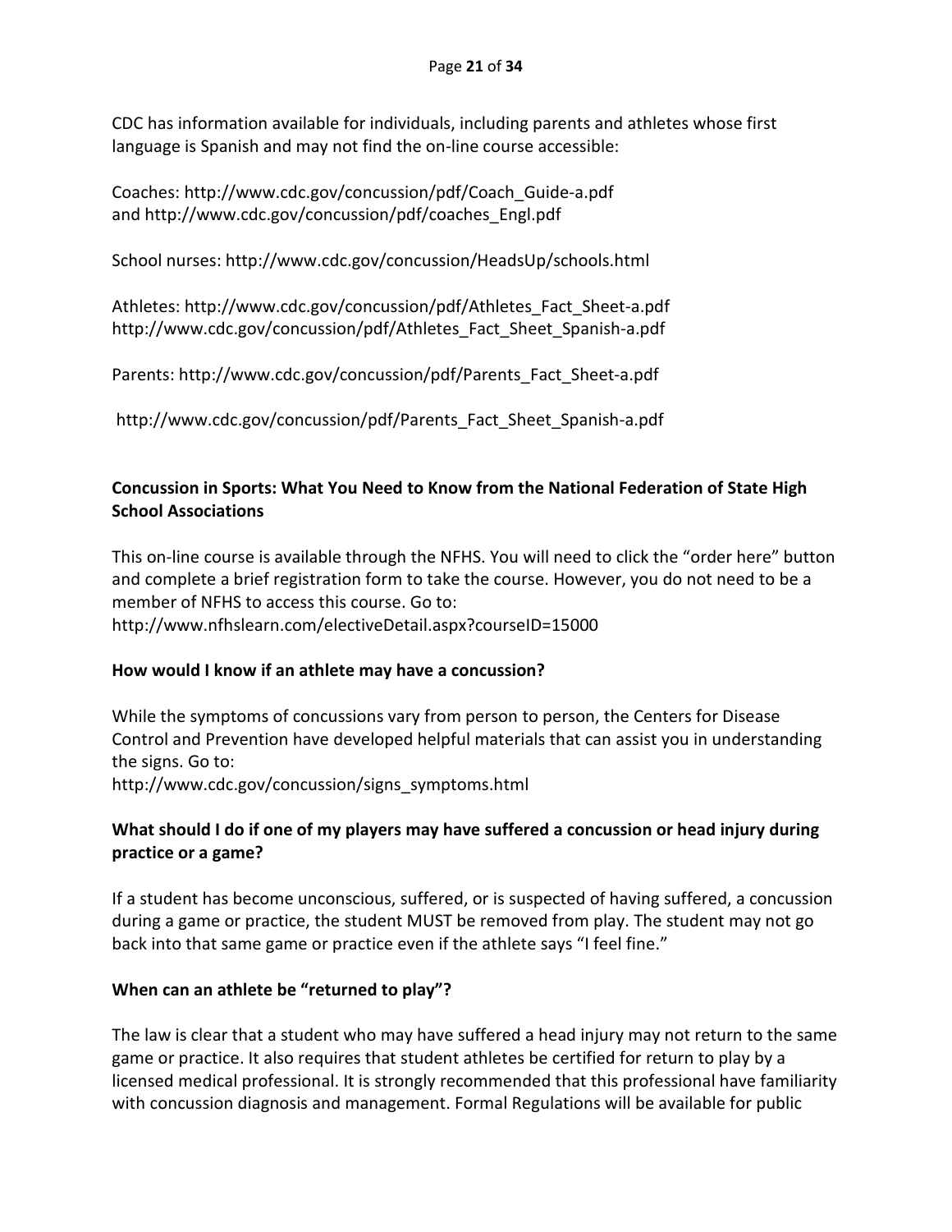CDC has information available for individuals, including parents and athletes whose first language is Spanish and may not find the on-line course accessible:

Coaches: http://www.cdc.gov/concussion/pdf/Coach_Guide-a.pdf
and http://www.cdc.gov/concussion/pdf/coaches_Engl.pdf

School nurses: http://www.cdc.gov/concussion/HeadsUp/schools.html

Athletes: http://www.cdc.gov/concussion/pdf/Athletes_Fact_Sheet-a.pdf
http://www.cdc.gov/concussion/pdf/Athletes_Fact_Sheet_Spanish-a.pdf

Parents: http://www.cdc.gov/concussion/pdf/Parents_Fact_Sheet-a.pdf

http://www.cdc.gov/concussion/pdf/Parents_Fact_Sheet_Spanish-a.pdf

### Concussion in Sports: What You Need to Know from the National Federation of State High School Associations

This on-line course is available through the NFHS. You will need to click the "order here" button and complete a brief registration form to take the course. However, you do not need to be a member of NFHS to access this course. Go to:
http://www.nfhslearn.com/electiveDetail.aspx?courseID=15000

### How would I know if an athlete may have a concussion?

While the symptoms of concussions vary from person to person, the Centers for Disease Control and Prevention have developed helpful materials that can assist you in understanding the signs. Go to:
http://www.cdc.gov/concussion/signs_symptoms.html

### What should I do if one of my players may have suffered a concussion or head injury during practice or a game?

If a student has become unconscious, suffered, or is suspected of having suffered, a concussion during a game or practice, the student MUST be removed from play. The student may not go back into that same game or practice even if the athlete says "I feel fine."

### When can an athlete be "returned to play"?

The law is clear that a student who may have suffered a head injury may not return to the same game or practice. It also requires that student athletes be certified for return to play by a licensed medical professional. It is strongly recommended that this professional have familiarity with concussion diagnosis and management. Formal Regulations will be available for public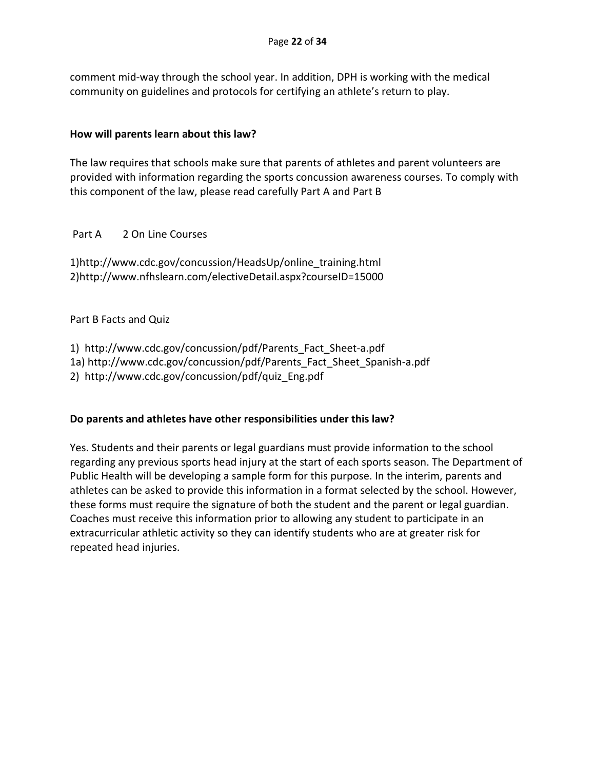comment mid-way through the school year. In addition, DPH is working with the medical community on guidelines and protocols for certifying an athlete's return to play.

**How will parents learn about this law?**

The law requires that schools make sure that parents of athletes and parent volunteers are provided with information regarding the sports concussion awareness courses. To comply with this component of the law, please read carefully Part A and Part B

Part A 2 On Line Courses

1)http://www.cdc.gov/concussion/HeadsUp/online_training.html
2)http://www.nfhslearn.com/electiveDetail.aspx?courseID=15000

Part B Facts and Quiz

1) http://www.cdc.gov/concussion/pdf/Parents_Fact_Sheet-a.pdf
1a) http://www.cdc.gov/concussion/pdf/Parents_Fact_Sheet_Spanish-a.pdf
2) http://www.cdc.gov/concussion/pdf/quiz_Eng.pdf

**Do parents and athletes have other responsibilities under this law?**

Yes. Students and their parents or legal guardians must provide information to the school regarding any previous sports head injury at the start of each sports season. The Department of Public Health will be developing a sample form for this purpose. In the interim, parents and athletes can be asked to provide this information in a format selected by the school. However, these forms must require the signature of both the student and the parent or legal guardian. Coaches must receive this information prior to allowing any student to participate in an extracurricular athletic activity so they can identify students who are at greater risk for repeated head injuries.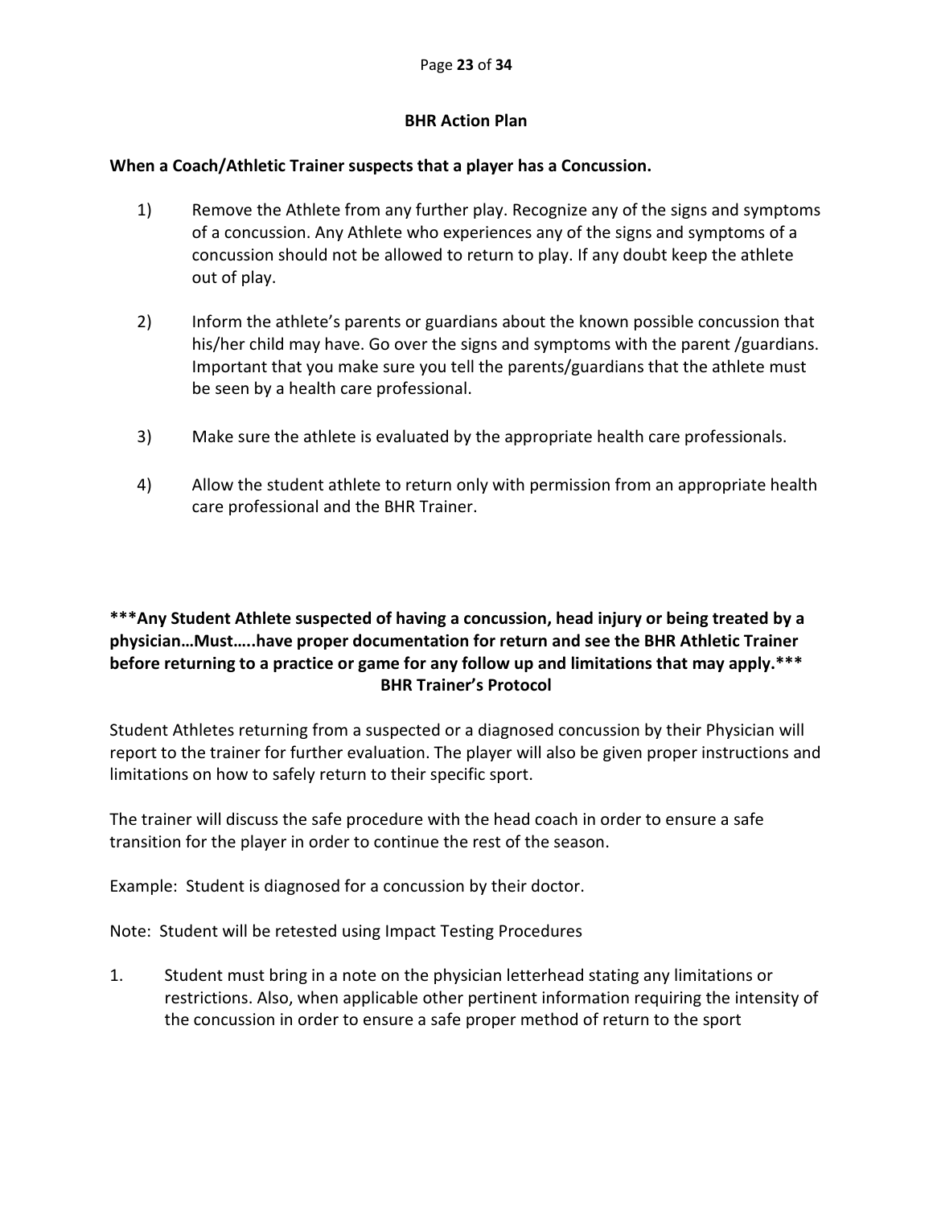## BHR Action Plan

**When a Coach/Athletic Trainer suspects that a player has a Concussion.**

1) Remove the Athlete from any further play. Recognize any of the signs and symptoms of a concussion. Any Athlete who experiences any of the signs and symptoms of a concussion should not be allowed to return to play. If any doubt keep the athlete out of play.

2) Inform the athlete's parents or guardians about the known possible concussion that his/her child may have. Go over the signs and symptoms with the parent /guardians. Important that you make sure you tell the parents/guardians that the athlete must be seen by a health care professional.

3) Make sure the athlete is evaluated by the appropriate health care professionals.

4) Allow the student athlete to return only with permission from an appropriate health care professional and the BHR Trainer.

**\*\*\*Any Student Athlete suspected of having a concussion, head injury or being treated by a physician…Must…..have proper documentation for return and see the BHR Athletic Trainer before returning to a practice or game for any follow up and limitations that may apply.\*\*\***

## BHR Trainer's Protocol

Student Athletes returning from a suspected or a diagnosed concussion by their Physician will report to the trainer for further evaluation. The player will also be given proper instructions and limitations on how to safely return to their specific sport.

The trainer will discuss the safe procedure with the head coach in order to ensure a safe transition for the player in order to continue the rest of the season.

Example: Student is diagnosed for a concussion by their doctor.

Note: Student will be retested using Impact Testing Procedures

1. Student must bring in a note on the physician letterhead stating any limitations or restrictions. Also, when applicable other pertinent information requiring the intensity of the concussion in order to ensure a safe proper method of return to the sport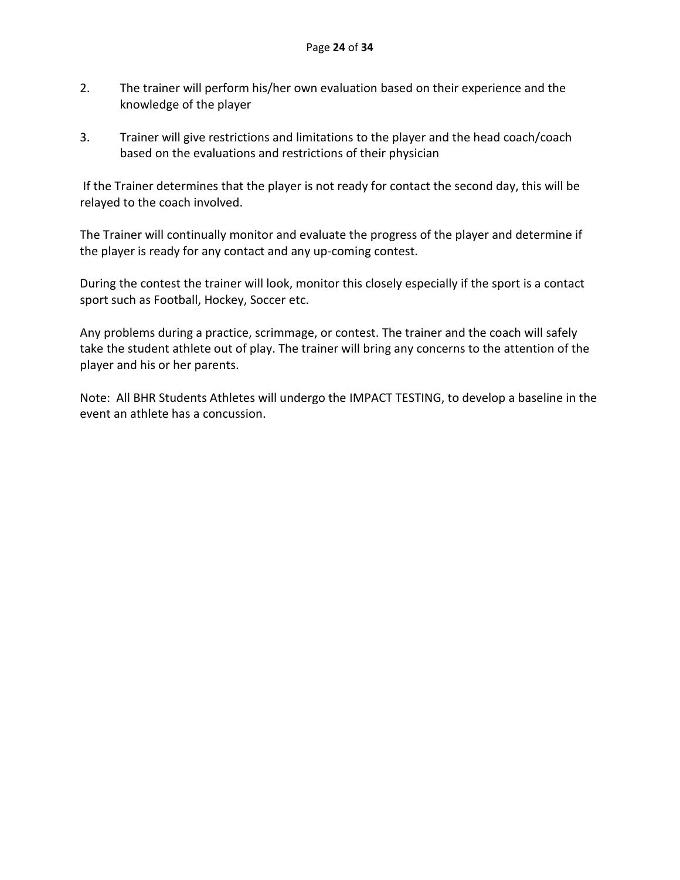2. The trainer will perform his/her own evaluation based on their experience and the knowledge of the player

3. Trainer will give restrictions and limitations to the player and the head coach/coach based on the evaluations and restrictions of their physician

If the Trainer determines that the player is not ready for contact the second day, this will be relayed to the coach involved.

The Trainer will continually monitor and evaluate the progress of the player and determine if the player is ready for any contact and any up-coming contest.

During the contest the trainer will look, monitor this closely especially if the sport is a contact sport such as Football, Hockey, Soccer etc.

Any problems during a practice, scrimmage, or contest. The trainer and the coach will safely take the student athlete out of play. The trainer will bring any concerns to the attention of the player and his or her parents.

Note: All BHR Students Athletes will undergo the IMPACT TESTING, to develop a baseline in the event an athlete has a concussion.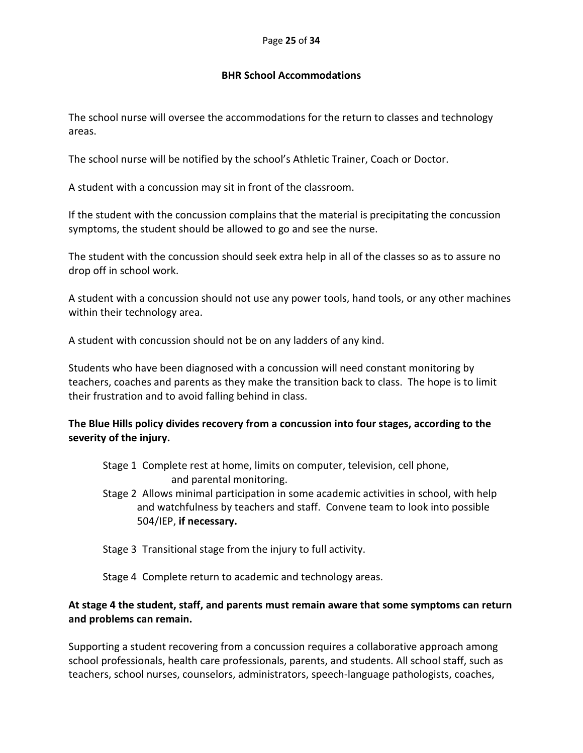## BHR School Accommodations

The school nurse will oversee the accommodations for the return to classes and technology areas.

The school nurse will be notified by the school's Athletic Trainer, Coach or Doctor.

A student with a concussion may sit in front of the classroom.

If the student with the concussion complains that the material is precipitating the concussion symptoms, the student should be allowed to go and see the nurse.

The student with the concussion should seek extra help in all of the classes so as to assure no drop off in school work.

A student with a concussion should not use any power tools, hand tools, or any other machines within their technology area.

A student with concussion should not be on any ladders of any kind.

Students who have been diagnosed with a concussion will need constant monitoring by teachers, coaches and parents as they make the transition back to class. The hope is to limit their frustration and to avoid falling behind in class.

**The Blue Hills policy divides recovery from a concussion into four stages, according to the severity of the injury.**

- Stage 1 Complete rest at home, limits on computer, television, cell phone, and parental monitoring.
- Stage 2 Allows minimal participation in some academic activities in school, with help and watchfulness by teachers and staff. Convene team to look into possible 504/IEP, **if necessary.**
- Stage 3 Transitional stage from the injury to full activity.
- Stage 4 Complete return to academic and technology areas.

**At stage 4 the student, staff, and parents must remain aware that some symptoms can return and problems can remain.**

Supporting a student recovering from a concussion requires a collaborative approach among school professionals, health care professionals, parents, and students. All school staff, such as teachers, school nurses, counselors, administrators, speech-language pathologists, coaches,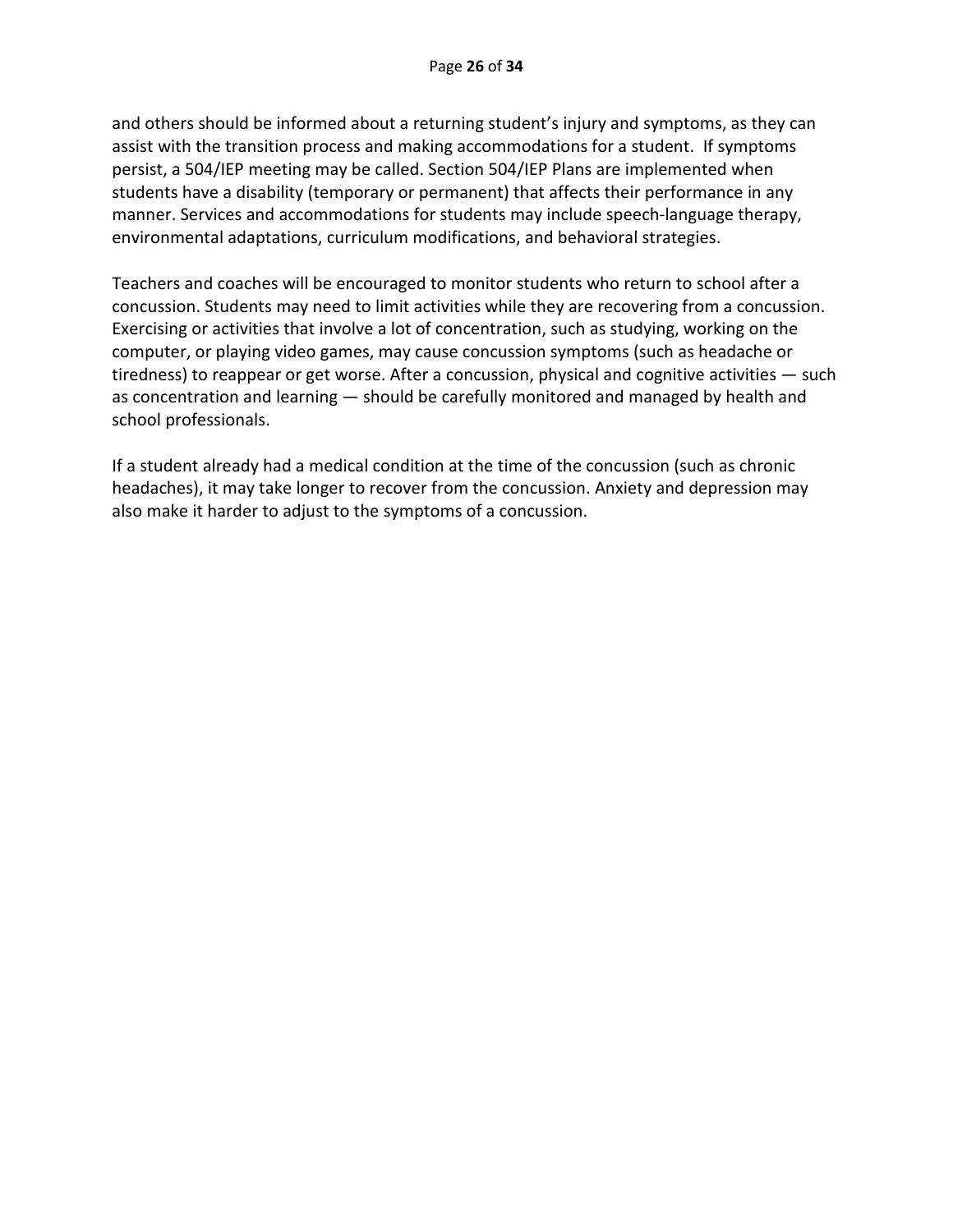and others should be informed about a returning student's injury and symptoms, as they can assist with the transition process and making accommodations for a student.  If symptoms persist, a 504/IEP meeting may be called. Section 504/IEP Plans are implemented when students have a disability (temporary or permanent) that affects their performance in any manner. Services and accommodations for students may include speech-language therapy, environmental adaptations, curriculum modifications, and behavioral strategies.

Teachers and coaches will be encouraged to monitor students who return to school after a concussion. Students may need to limit activities while they are recovering from a concussion. Exercising or activities that involve a lot of concentration, such as studying, working on the computer, or playing video games, may cause concussion symptoms (such as headache or tiredness) to reappear or get worse. After a concussion, physical and cognitive activities — such as concentration and learning — should be carefully monitored and managed by health and school professionals.

If a student already had a medical condition at the time of the concussion (such as chronic headaches), it may take longer to recover from the concussion. Anxiety and depression may also make it harder to adjust to the symptoms of a concussion.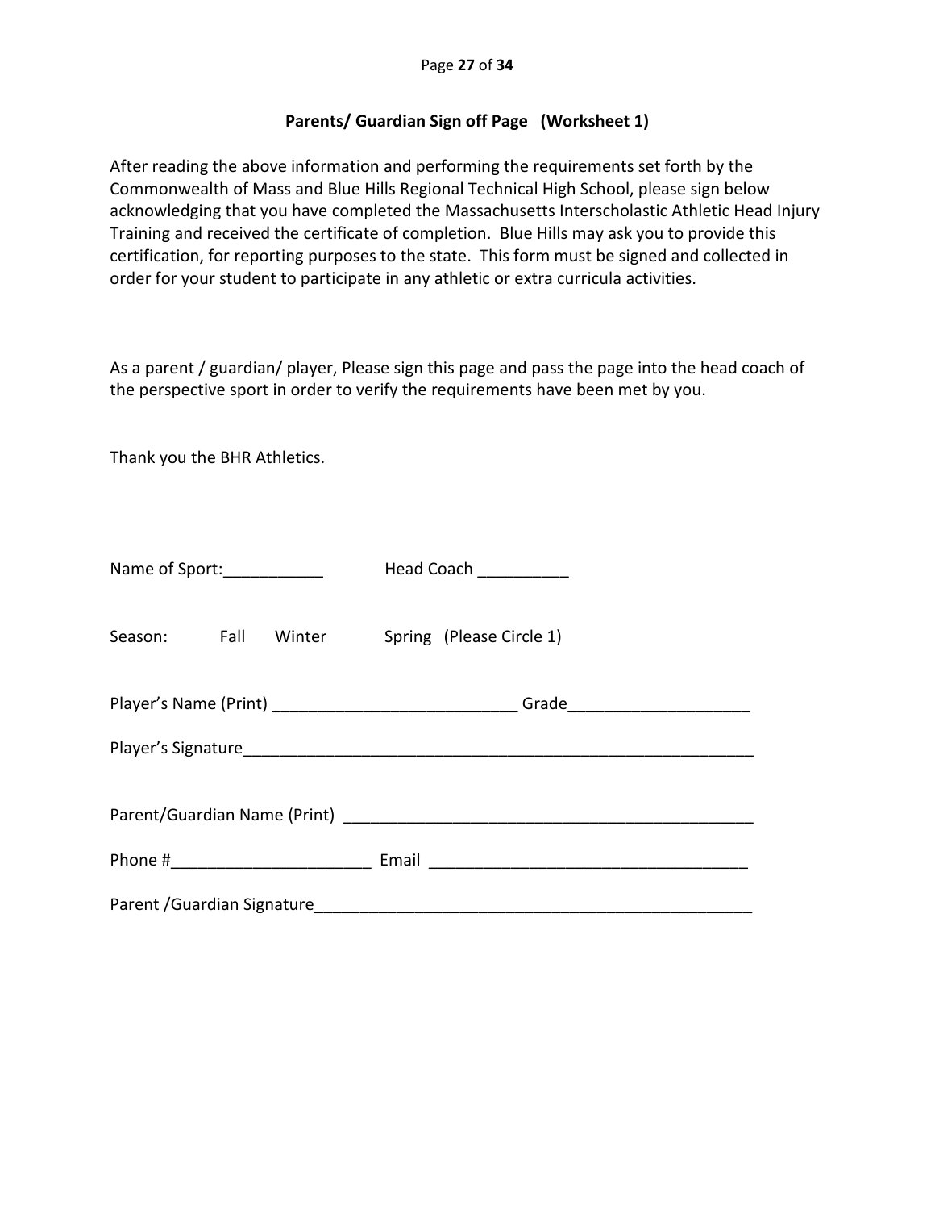## Parents/ Guardian Sign off Page (Worksheet 1)

After reading the above information and performing the requirements set forth by the Commonwealth of Mass and Blue Hills Regional Technical High School, please sign below acknowledging that you have completed the Massachusetts Interscholastic Athletic Head Injury Training and received the certificate of completion. Blue Hills may ask you to provide this certification, for reporting purposes to the state. This form must be signed and collected in order for your student to participate in any athletic or extra curricula activities.

As a parent / guardian/ player, Please sign this page and pass the page into the head coach of the perspective sport in order to verify the requirements have been met by you.

Thank you the BHR Athletics.

Name of Sport:___________ Head Coach __________

Season: Fall Winter Spring (Please Circle 1)

Player's Name (Print) ___________________________ Grade____________________

Player's Signature__________________________________________________________

Parent/Guardian Name (Print) _____________________________________________

Phone #______________________ Email __________________________________

Parent /Guardian Signature________________________________________________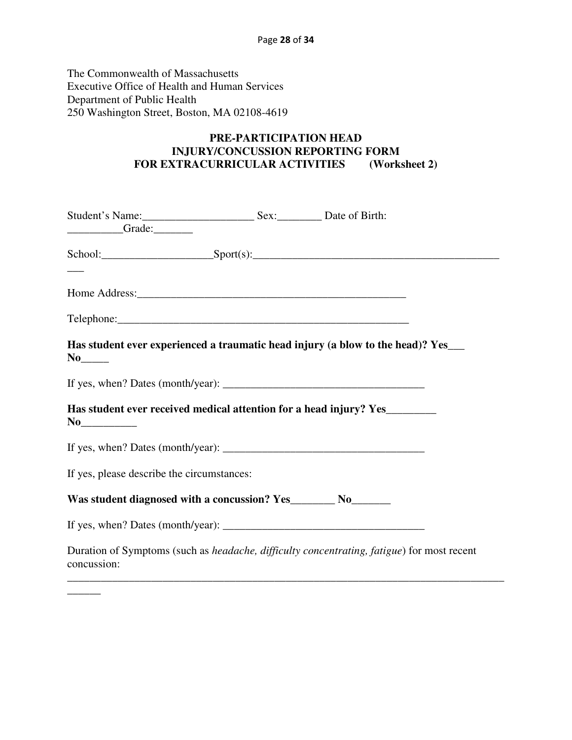The Commonwealth of Massachusetts
Executive Office of Health and Human Services
Department of Public Health
250 Washington Street, Boston, MA 02108-4619

## PRE-PARTICIPATION HEAD INJURY/CONCUSSION REPORTING FORM FOR EXTRACURRICULAR ACTIVITIES (Worksheet 2)

Student's Name:____________________ Sex:________ Date of Birth: __________Grade:_______

School:____________________Sport(s):_____________________________________________ ___

Home Address:___________________________________________________

Telephone:______________________________________________________

**Has student ever experienced a traumatic head injury (a blow to the head)? Yes___ No_____**

If yes, when? Dates (month/year): _____________________________________

**Has student ever received medical attention for a head injury? Yes________ No__________**

If yes, when? Dates (month/year): _____________________________________

If yes, please describe the circumstances:

**Was student diagnosed with a concussion? Yes________ No_______**

If yes, when? Dates (month/year): _____________________________________

Duration of Symptoms (such as *headache, difficulty concentrating, fatigue*) for most recent concussion:
_________________________________________________________________________________ ______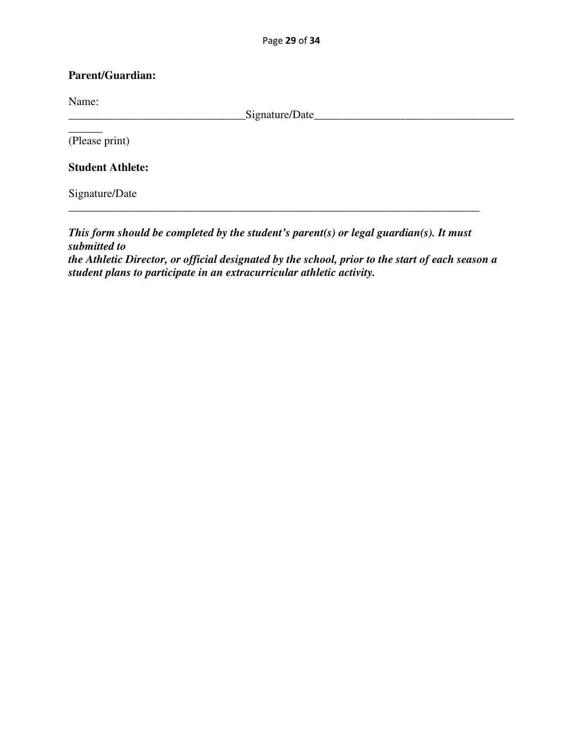**Parent/Guardian:**

Name:
_______________________________Signature/Date____________________________________
______
(Please print)

**Student Athlete:**

Signature/Date
_________________________________________________________________________

***This form should be completed by the student's parent(s) or legal guardian(s). It must submitted to***
***the Athletic Director, or official designated by the school, prior to the start of each season a student plans to participate in an extracurricular athletic activity.***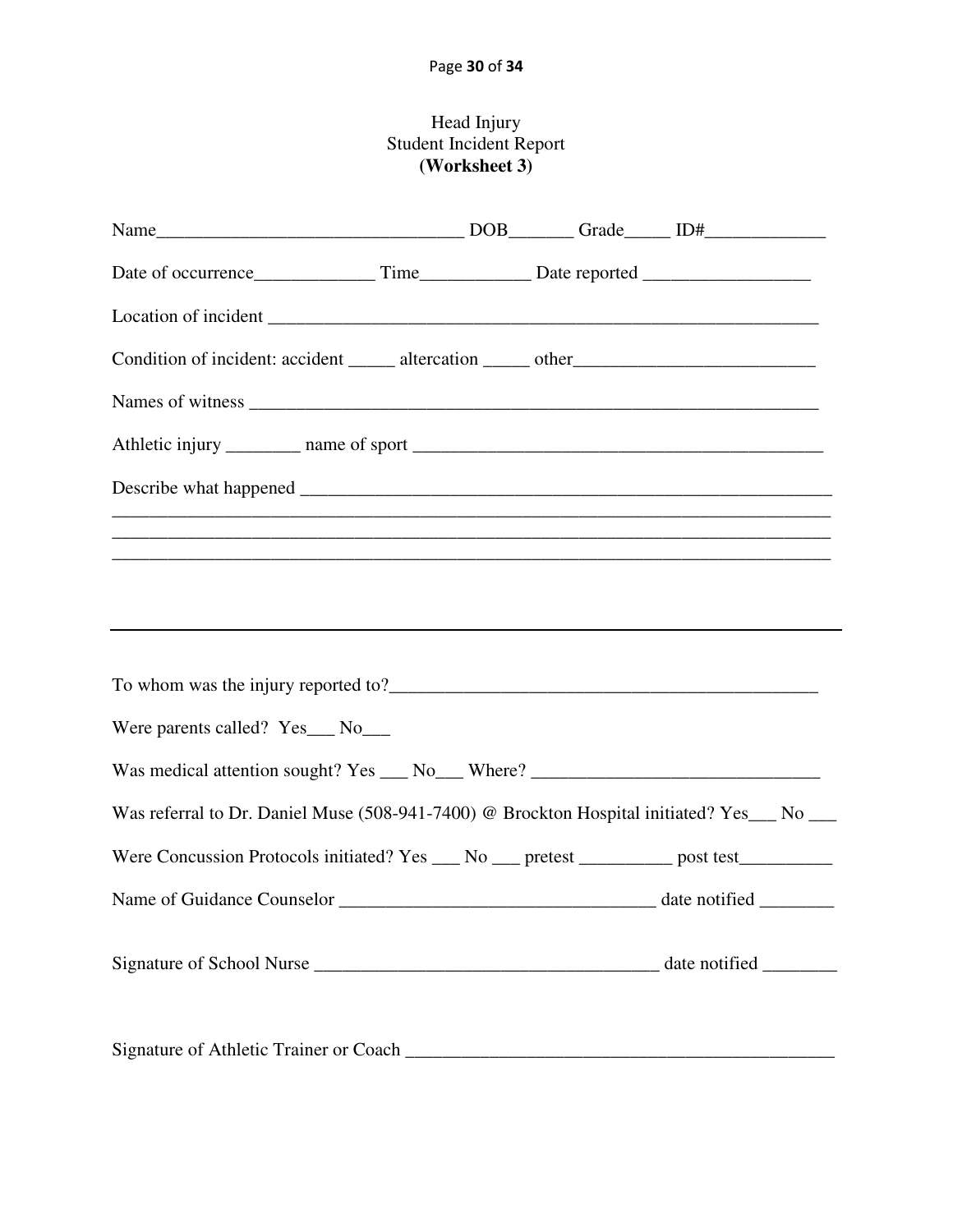# Head Injury
## Student Incident Report
## (Worksheet 3)

Name_________________________________ DOB_______ Grade_____ ID#_____________

Date of occurrence_____________ Time____________ Date reported __________________

Location of incident ____________________________________________________________

Condition of incident: accident _____ altercation _____ other__________________________

Names of witness _______________________________________________________________

Athletic injury ________ name of sport _____________________________________________

Describe what happened __________________________________________________________
_____________________________________________________________________________
_____________________________________________________________________________
_____________________________________________________________________________

---

To whom was the injury reported to?_______________________________________________

Were parents called? Yes___ No___

Was medical attention sought? Yes ___ No___ Where? _______________________________

Was referral to Dr. Daniel Muse (508-941-7400) @ Brockton Hospital initiated? Yes___ No ___

Were Concussion Protocols initiated? Yes ___ No ___ pretest __________ post test__________

Name of Guidance Counselor _________________________________ date notified ________

Signature of School Nurse ____________________________________ date notified ________

Signature of Athletic Trainer or Coach _______________________________________________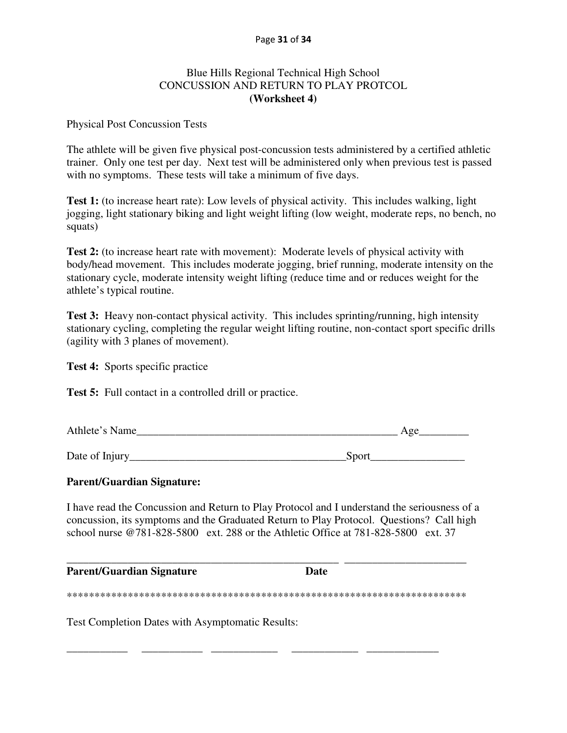Blue Hills Regional Technical High School
CONCUSSION AND RETURN TO PLAY PROTCOL
**(Worksheet 4)**

Physical Post Concussion Tests

The athlete will be given five physical post-concussion tests administered by a certified athletic trainer. Only one test per day. Next test will be administered only when previous test is passed with no symptoms. These tests will take a minimum of five days.

**Test 1:** (to increase heart rate): Low levels of physical activity. This includes walking, light jogging, light stationary biking and light weight lifting (low weight, moderate reps, no bench, no squats)

**Test 2:** (to increase heart rate with movement): Moderate levels of physical activity with body/head movement. This includes moderate jogging, brief running, moderate intensity on the stationary cycle, moderate intensity weight lifting (reduce time and or reduces weight for the athlete's typical routine.

**Test 3:** Heavy non-contact physical activity. This includes sprinting/running, high intensity stationary cycling, completing the regular weight lifting routine, non-contact sport specific drills (agility with 3 planes of movement).

**Test 4:** Sports specific practice

**Test 5:** Full contact in a controlled drill or practice.

Athlete's Name_________________________________________________ Age_________

Date of Injury________________________________________Sport_________________

**Parent/Guardian Signature:**

I have read the Concussion and Return to Play Protocol and I understand the seriousness of a concussion, its symptoms and the Graduated Return to Play Protocol. Questions? Call high school nurse @781-828-5800 ext. 288 or the Athletic Office at 781-828-5800 ext. 37

___________________________________________________ ______________________
**Parent/Guardian Signature** **Date**

**************************************************************************

Test Completion Dates with Asymptomatic Results:

___________ ___________ ____________ ____________ _____________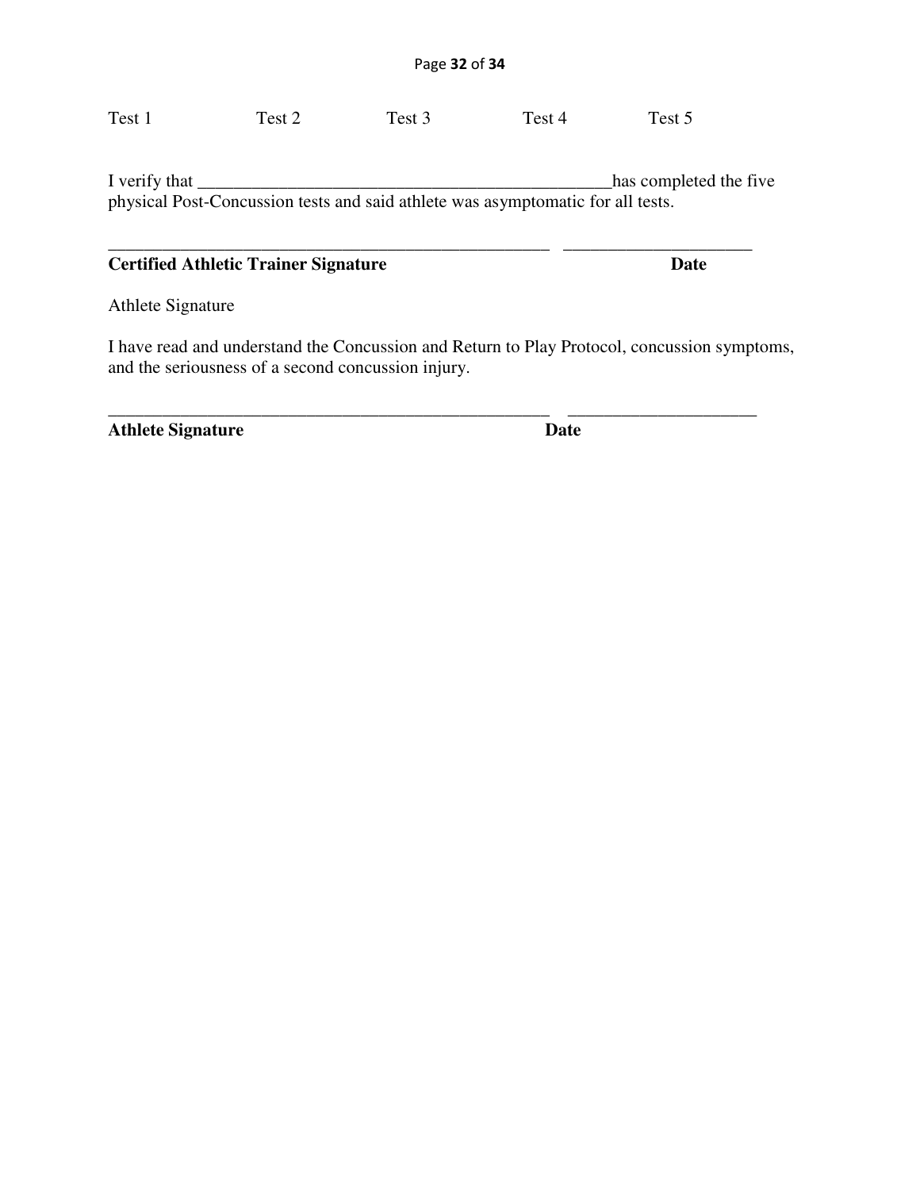Test 1 Test 2 Test 3 Test 4 Test 5

I verify that _______________________________________________has completed the five physical Post-Concussion tests and said athlete was asymptomatic for all tests.

___________________________________________________ _____________________

**Certified Athletic Trainer Signature** **Date**

Athlete Signature

I have read and understand the Concussion and Return to Play Protocol, concussion symptoms, and the seriousness of a second concussion injury.

___________________________________________________ _____________________

**Athlete Signature** **Date**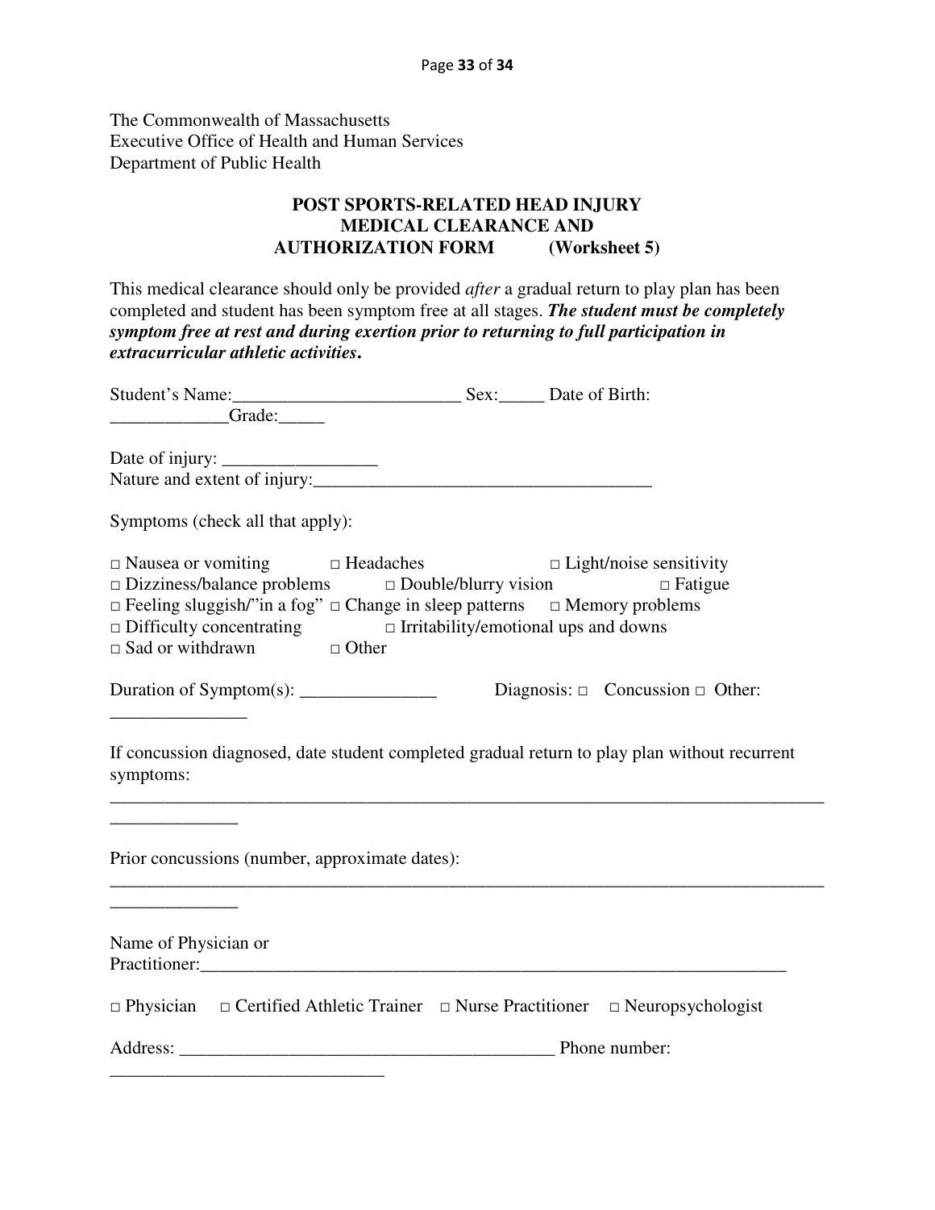The Commonwealth of Massachusetts
Executive Office of Health and Human Services
Department of Public Health

## POST SPORTS-RELATED HEAD INJURY MEDICAL CLEARANCE AND AUTHORIZATION FORM (Worksheet 5)

This medical clearance should only be provided *after* a gradual return to play plan has been completed and student has been symptom free at all stages. ***The student must be completely symptom free at rest and during exertion prior to returning to full participation in extracurricular athletic activities.***

Student's Name:_________________________ Sex:_____ Date of Birth: _____________Grade:_____

Date of injury: _________________
Nature and extent of injury:_____________________________________

Symptoms (check all that apply):

□ Nausea or vomiting □ Headaches □ Light/noise sensitivity
□ Dizziness/balance problems □ Double/blurry vision □ Fatigue
□ Feeling sluggish/"in a fog" □ Change in sleep patterns □ Memory problems
□ Difficulty concentrating □ Irritability/emotional ups and downs
□ Sad or withdrawn □ Other

Duration of Symptom(s): _______________ Diagnosis: □ Concussion □ Other: _______________

If concussion diagnosed, date student completed gradual return to play plan without recurrent symptoms:
______________________________________________________________________________
______________

Prior concussions (number, approximate dates):
______________________________________________________________________________
______________

Name of Physician or Practitioner:___________________________________________________________________

□ Physician □ Certified Athletic Trainer □ Nurse Practitioner □ Neuropsychologist

Address: __________________________________________ Phone number: ______________________________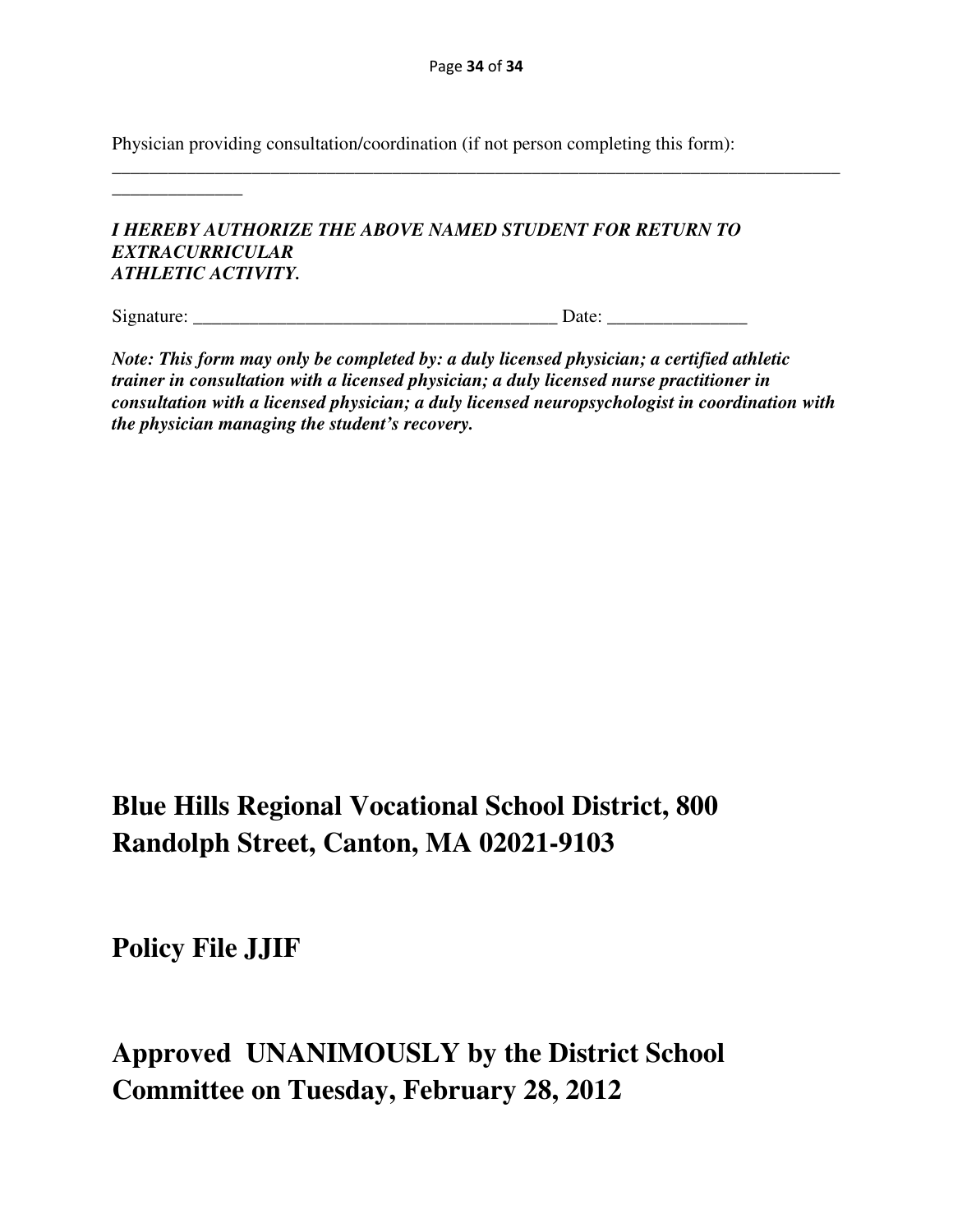Physician providing consultation/coordination (if not person completing this form):
_______________________________________________________________________________ ______________

***I HEREBY AUTHORIZE THE ABOVE NAMED STUDENT FOR RETURN TO EXTRACURRICULAR ATHLETIC ACTIVITY.***

Signature: ________________________________________ Date: _______________

***Note: This form may only be completed by: a duly licensed physician; a certified athletic trainer in consultation with a licensed physician; a duly licensed nurse practitioner in consultation with a licensed physician; a duly licensed neuropsychologist in coordination with the physician managing the student's recovery.***

**Blue Hills Regional Vocational School District, 800 Randolph Street, Canton, MA 02021-9103**

**Policy File JJIF**

**Approved UNANIMOUSLY by the District School Committee on Tuesday, February 28, 2012**